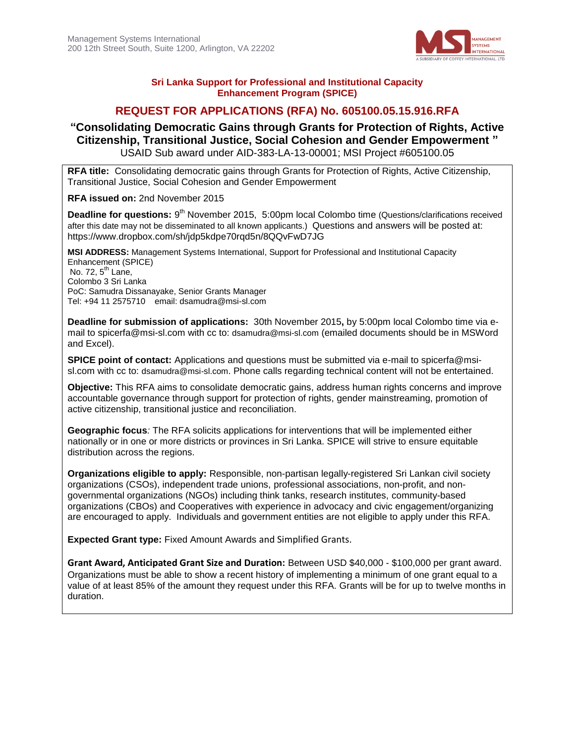Management Systems International
200 12th Street South, Suite 1200, Arlington, VA 22202

**Sri Lanka Support for Professional and Institutional Capacity Enhancement Program (SPICE)**

# REQUEST FOR APPLICATIONS (RFA) No. 605100.05.15.916.RFA

## "Consolidating Democratic Gains through Grants for Protection of Rights, Active Citizenship, Transitional Justice, Social Cohesion and Gender Empowerment"

USAID Sub award under AID-383-LA-13-00001; MSI Project #605100.05

**RFA title:** Consolidating democratic gains through Grants for Protection of Rights, Active Citizenship, Transitional Justice, Social Cohesion and Gender Empowerment

**RFA issued on:** 2nd November 2015

**Deadline for questions:** 9th November 2015, 5:00pm local Colombo time (Questions/clarifications received after this date may not be disseminated to all known applicants.) Questions and answers will be posted at: https://www.dropbox.com/sh/jdp5kdpe70rqd5n/8QQvFwD7JG

**MSI ADDRESS:** Management Systems International, Support for Professional and Institutional Capacity Enhancement (SPICE)
No. 72, 5th Lane,
Colombo 3 Sri Lanka
PoC: Samudra Dissanayake, Senior Grants Manager
Tel: +94 11 2575710 email: dsamudra@msi-sl.com

**Deadline for submission of applications:** 30th November 2015**,** by 5:00pm local Colombo time via e-mail to spicerfa@msi-sl.com with cc to: dsamudra@msi-sl.com (emailed documents should be in MSWord and Excel).

**SPICE point of contact:** Applications and questions must be submitted via e-mail to spicerfa@msi-sl.com with cc to: dsamudra@msi-sl.com. Phone calls regarding technical content will not be entertained.

**Objective:** This RFA aims to consolidate democratic gains, address human rights concerns and improve accountable governance through support for protection of rights, gender mainstreaming, promotion of active citizenship, transitional justice and reconciliation.

**Geographic focus***:* The RFA solicits applications for interventions that will be implemented either nationally or in one or more districts or provinces in Sri Lanka. SPICE will strive to ensure equitable distribution across the regions.

**Organizations eligible to apply:** Responsible, non-partisan legally-registered Sri Lankan civil society organizations (CSOs), independent trade unions, professional associations, non-profit, and non-governmental organizations (NGOs) including think tanks, research institutes, community-based organizations (CBOs) and Cooperatives with experience in advocacy and civic engagement/organizing are encouraged to apply. Individuals and government entities are not eligible to apply under this RFA.

**Expected Grant type:** Fixed Amount Awards and Simplified Grants.

**Grant Award, Anticipated Grant Size and Duration:** Between USD $40,000 - $100,000 per grant award. Organizations must be able to show a recent history of implementing a minimum of one grant equal to a value of at least 85% of the amount they request under this RFA. Grants will be for up to twelve months in duration.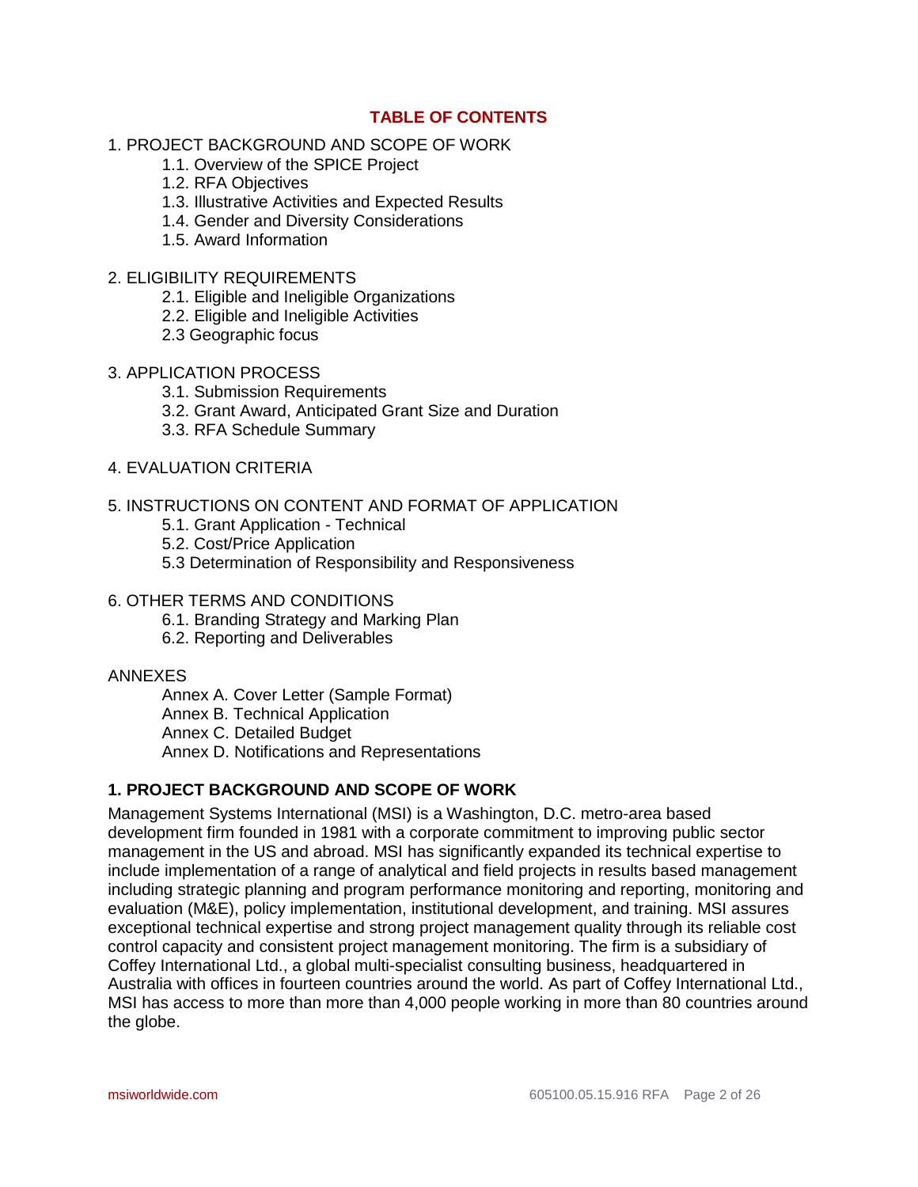## TABLE OF CONTENTS

1. PROJECT BACKGROUND AND SCOPE OF WORK
    - 1.1. Overview of the SPICE Project
    - 1.2. RFA Objectives
    - 1.3. Illustrative Activities and Expected Results
    - 1.4. Gender and Diversity Considerations
    - 1.5. Award Information

2. ELIGIBILITY REQUIREMENTS
    - 2.1. Eligible and Ineligible Organizations
    - 2.2. Eligible and Ineligible Activities
    - 2.3 Geographic focus

3. APPLICATION PROCESS
    - 3.1. Submission Requirements
    - 3.2. Grant Award, Anticipated Grant Size and Duration
    - 3.3. RFA Schedule Summary

4. EVALUATION CRITERIA

5. INSTRUCTIONS ON CONTENT AND FORMAT OF APPLICATION
    - 5.1. Grant Application - Technical
    - 5.2. Cost/Price Application
    - 5.3 Determination of Responsibility and Responsiveness

6. OTHER TERMS AND CONDITIONS
    - 6.1. Branding Strategy and Marking Plan
    - 6.2. Reporting and Deliverables

ANNEXES
- Annex A. Cover Letter (Sample Format)
- Annex B. Technical Application
- Annex C. Detailed Budget
- Annex D. Notifications and Representations

## 1. PROJECT BACKGROUND AND SCOPE OF WORK

Management Systems International (MSI) is a Washington, D.C. metro-area based development firm founded in 1981 with a corporate commitment to improving public sector management in the US and abroad. MSI has significantly expanded its technical expertise to include implementation of a range of analytical and field projects in results based management including strategic planning and program performance monitoring and reporting, monitoring and evaluation (M&E), policy implementation, institutional development, and training. MSI assures exceptional technical expertise and strong project management quality through its reliable cost control capacity and consistent project management monitoring. The firm is a subsidiary of Coffey International Ltd., a global multi-specialist consulting business, headquartered in Australia with offices in fourteen countries around the world. As part of Coffey International Ltd., MSI has access to more than more than 4,000 people working in more than 80 countries around the globe.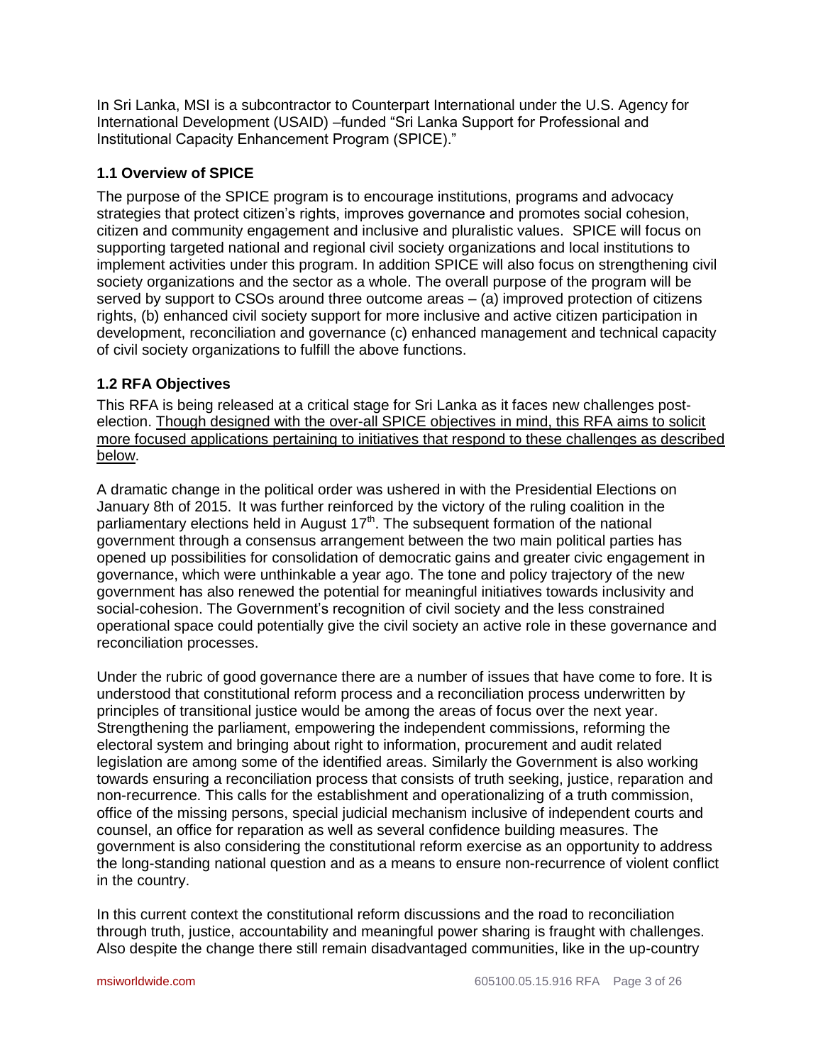In Sri Lanka, MSI is a subcontractor to Counterpart International under the U.S. Agency for International Development (USAID) –funded "Sri Lanka Support for Professional and Institutional Capacity Enhancement Program (SPICE)."

### 1.1 Overview of SPICE

The purpose of the SPICE program is to encourage institutions, programs and advocacy strategies that protect citizen's rights, improves governance and promotes social cohesion, citizen and community engagement and inclusive and pluralistic values. SPICE will focus on supporting targeted national and regional civil society organizations and local institutions to implement activities under this program. In addition SPICE will also focus on strengthening civil society organizations and the sector as a whole. The overall purpose of the program will be served by support to CSOs around three outcome areas – (a) improved protection of citizens rights, (b) enhanced civil society support for more inclusive and active citizen participation in development, reconciliation and governance (c) enhanced management and technical capacity of civil society organizations to fulfill the above functions.

### 1.2 RFA Objectives

This RFA is being released at a critical stage for Sri Lanka as it faces new challenges post-election. <u>Though designed with the over-all SPICE objectives in mind, this RFA aims to solicit more focused applications pertaining to initiatives that respond to these challenges as described below</u>.

A dramatic change in the political order was ushered in with the Presidential Elections on January 8th of 2015. It was further reinforced by the victory of the ruling coalition in the parliamentary elections held in August 17th. The subsequent formation of the national government through a consensus arrangement between the two main political parties has opened up possibilities for consolidation of democratic gains and greater civic engagement in governance, which were unthinkable a year ago. The tone and policy trajectory of the new government has also renewed the potential for meaningful initiatives towards inclusivity and social-cohesion. The Government's recognition of civil society and the less constrained operational space could potentially give the civil society an active role in these governance and reconciliation processes.

Under the rubric of good governance there are a number of issues that have come to fore. It is understood that constitutional reform process and a reconciliation process underwritten by principles of transitional justice would be among the areas of focus over the next year. Strengthening the parliament, empowering the independent commissions, reforming the electoral system and bringing about right to information, procurement and audit related legislation are among some of the identified areas. Similarly the Government is also working towards ensuring a reconciliation process that consists of truth seeking, justice, reparation and non-recurrence. This calls for the establishment and operationalizing of a truth commission, office of the missing persons, special judicial mechanism inclusive of independent courts and counsel, an office for reparation as well as several confidence building measures. The government is also considering the constitutional reform exercise as an opportunity to address the long-standing national question and as a means to ensure non-recurrence of violent conflict in the country.

In this current context the constitutional reform discussions and the road to reconciliation through truth, justice, accountability and meaningful power sharing is fraught with challenges. Also despite the change there still remain disadvantaged communities, like in the up-country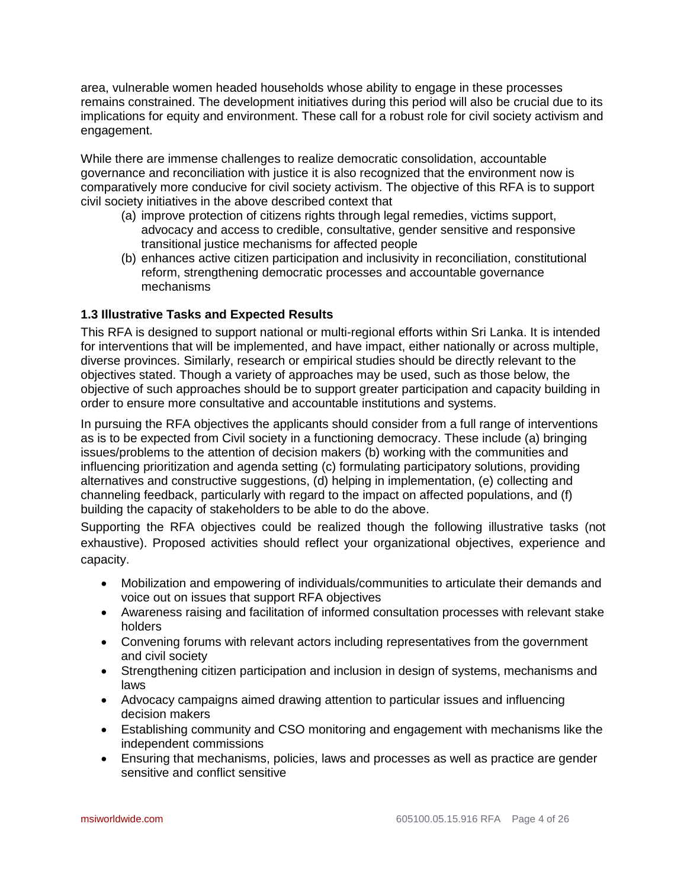area, vulnerable women headed households whose ability to engage in these processes remains constrained. The development initiatives during this period will also be crucial due to its implications for equity and environment. These call for a robust role for civil society activism and engagement.

While there are immense challenges to realize democratic consolidation, accountable governance and reconciliation with justice it is also recognized that the environment now is comparatively more conducive for civil society activism. The objective of this RFA is to support civil society initiatives in the above described context that

(a) improve protection of citizens rights through legal remedies, victims support, advocacy and access to credible, consultative, gender sensitive and responsive transitional justice mechanisms for affected people
(b) enhances active citizen participation and inclusivity in reconciliation, constitutional reform, strengthening democratic processes and accountable governance mechanisms

### 1.3 Illustrative Tasks and Expected Results

This RFA is designed to support national or multi-regional efforts within Sri Lanka. It is intended for interventions that will be implemented, and have impact, either nationally or across multiple, diverse provinces. Similarly, research or empirical studies should be directly relevant to the objectives stated. Though a variety of approaches may be used, such as those below, the objective of such approaches should be to support greater participation and capacity building in order to ensure more consultative and accountable institutions and systems.

In pursuing the RFA objectives the applicants should consider from a full range of interventions as is to be expected from Civil society in a functioning democracy. These include (a) bringing issues/problems to the attention of decision makers (b) working with the communities and influencing prioritization and agenda setting (c) formulating participatory solutions, providing alternatives and constructive suggestions, (d) helping in implementation, (e) collecting and channeling feedback, particularly with regard to the impact on affected populations, and (f) building the capacity of stakeholders to be able to do the above.

Supporting the RFA objectives could be realized though the following illustrative tasks (not exhaustive). Proposed activities should reflect your organizational objectives, experience and capacity.

- Mobilization and empowering of individuals/communities to articulate their demands and voice out on issues that support RFA objectives
- Awareness raising and facilitation of informed consultation processes with relevant stake holders
- Convening forums with relevant actors including representatives from the government and civil society
- Strengthening citizen participation and inclusion in design of systems, mechanisms and laws
- Advocacy campaigns aimed drawing attention to particular issues and influencing decision makers
- Establishing community and CSO monitoring and engagement with mechanisms like the independent commissions
- Ensuring that mechanisms, policies, laws and processes as well as practice are gender sensitive and conflict sensitive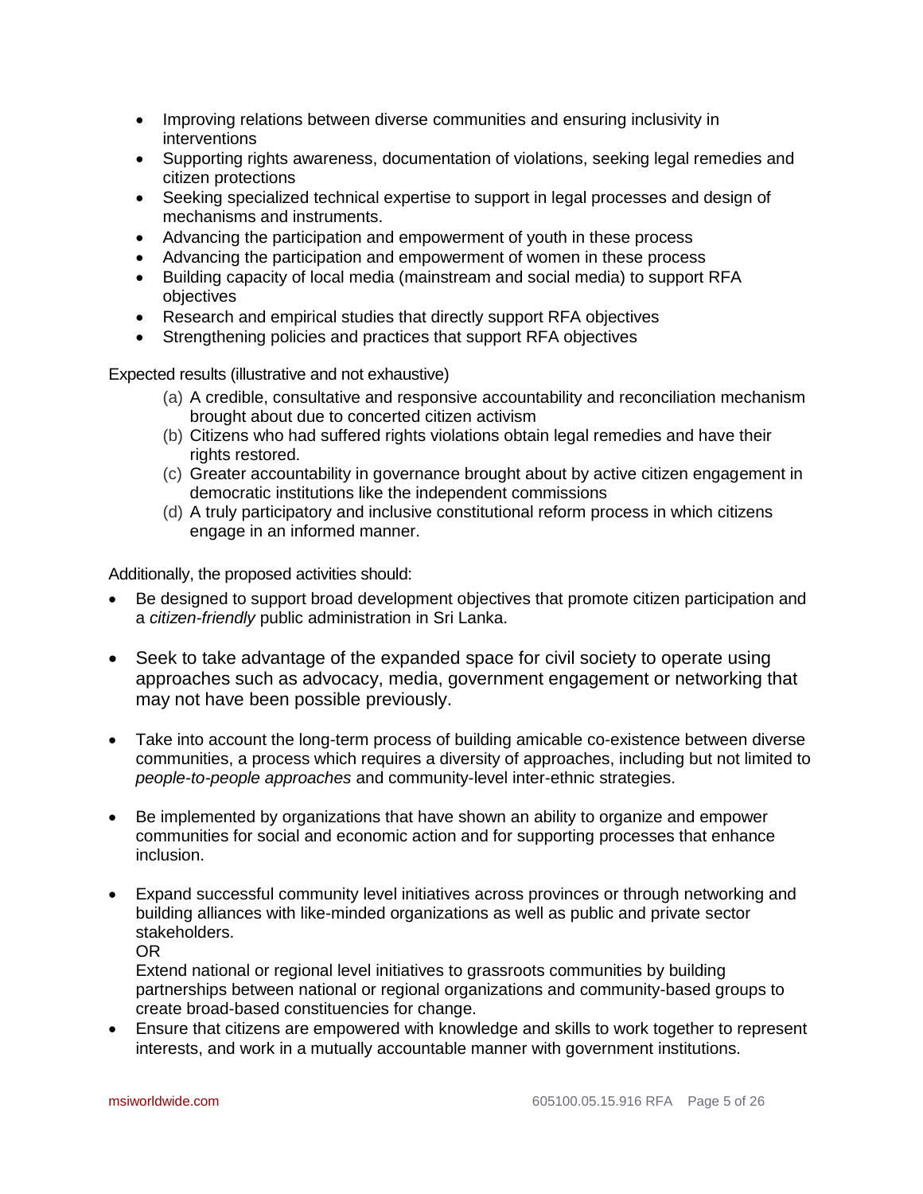- Improving relations between diverse communities and ensuring inclusivity in interventions
- Supporting rights awareness, documentation of violations, seeking legal remedies and citizen protections
- Seeking specialized technical expertise to support in legal processes and design of mechanisms and instruments.
- Advancing the participation and empowerment of youth in these process
- Advancing the participation and empowerment of women in these process
- Building capacity of local media (mainstream and social media) to support RFA objectives
- Research and empirical studies that directly support RFA objectives
- Strengthening policies and practices that support RFA objectives

Expected results (illustrative and not exhaustive)

(a) A credible, consultative and responsive accountability and reconciliation mechanism brought about due to concerted citizen activism
(b) Citizens who had suffered rights violations obtain legal remedies and have their rights restored.
(c) Greater accountability in governance brought about by active citizen engagement in democratic institutions like the independent commissions
(d) A truly participatory and inclusive constitutional reform process in which citizens engage in an informed manner.

Additionally, the proposed activities should:

- Be designed to support broad development objectives that promote citizen participation and a *citizen-friendly* public administration in Sri Lanka.
- Seek to take advantage of the expanded space for civil society to operate using approaches such as advocacy, media, government engagement or networking that may not have been possible previously.
- Take into account the long-term process of building amicable co-existence between diverse communities, a process which requires a diversity of approaches, including but not limited to *people-to-people approaches* and community-level inter-ethnic strategies.
- Be implemented by organizations that have shown an ability to organize and empower communities for social and economic action and for supporting processes that enhance inclusion.
- Expand successful community level initiatives across provinces or through networking and building alliances with like-minded organizations as well as public and private sector stakeholders.
  OR
  Extend national or regional level initiatives to grassroots communities by building partnerships between national or regional organizations and community-based groups to create broad-based constituencies for change.
- Ensure that citizens are empowered with knowledge and skills to work together to represent interests, and work in a mutually accountable manner with government institutions.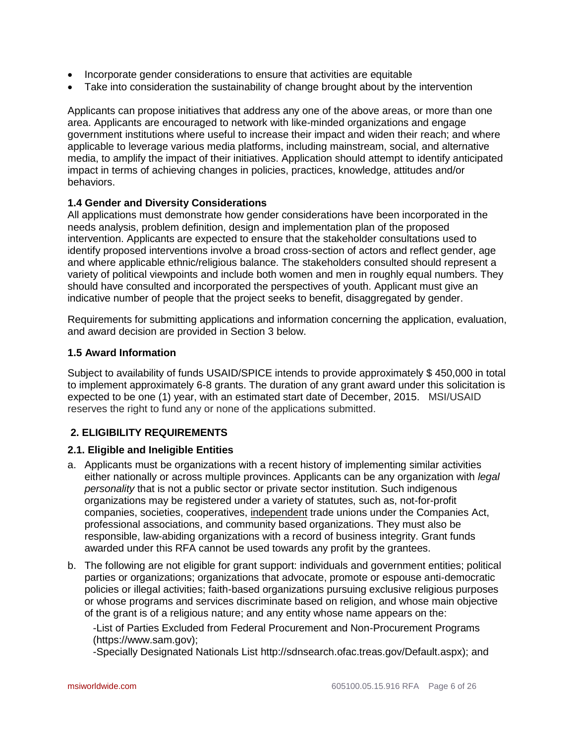- Incorporate gender considerations to ensure that activities are equitable
- Take into consideration the sustainability of change brought about by the intervention

Applicants can propose initiatives that address any one of the above areas, or more than one area. Applicants are encouraged to network with like-minded organizations and engage government institutions where useful to increase their impact and widen their reach; and where applicable to leverage various media platforms, including mainstream, social, and alternative media, to amplify the impact of their initiatives. Application should attempt to identify anticipated impact in terms of achieving changes in policies, practices, knowledge, attitudes and/or behaviors.

### 1.4 Gender and Diversity Considerations

All applications must demonstrate how gender considerations have been incorporated in the needs analysis, problem definition, design and implementation plan of the proposed intervention. Applicants are expected to ensure that the stakeholder consultations used to identify proposed interventions involve a broad cross-section of actors and reflect gender, age and where applicable ethnic/religious balance. The stakeholders consulted should represent a variety of political viewpoints and include both women and men in roughly equal numbers. They should have consulted and incorporated the perspectives of youth. Applicant must give an indicative number of people that the project seeks to benefit, disaggregated by gender.

Requirements for submitting applications and information concerning the application, evaluation, and award decision are provided in Section 3 below.

### 1.5 Award Information

Subject to availability of funds USAID/SPICE intends to provide approximately $ 450,000 in total to implement approximately 6-8 grants. The duration of any grant award under this solicitation is expected to be one (1) year, with an estimated start date of December, 2015. MSI/USAID reserves the right to fund any or none of the applications submitted.

## 2. ELIGIBILITY REQUIREMENTS

### 2.1. Eligible and Ineligible Entities

a. Applicants must be organizations with a recent history of implementing similar activities either nationally or across multiple provinces. Applicants can be any organization with *legal personality* that is not a public sector or private sector institution. Such indigenous organizations may be registered under a variety of statutes, such as, not-for-profit companies, societies, cooperatives, <u>independent</u> trade unions under the Companies Act, professional associations, and community based organizations. They must also be responsible, law-abiding organizations with a record of business integrity. Grant funds awarded under this RFA cannot be used towards any profit by the grantees.

b. The following are not eligible for grant support: individuals and government entities; political parties or organizations; organizations that advocate, promote or espouse anti-democratic policies or illegal activities; faith-based organizations pursuing exclusive religious purposes or whose programs and services discriminate based on religion, and whose main objective of the grant is of a religious nature; and any entity whose name appears on the:

   -List of Parties Excluded from Federal Procurement and Non-Procurement Programs (https://www.sam.gov);

   -Specially Designated Nationals List http://sdnsearch.ofac.treas.gov/Default.aspx); and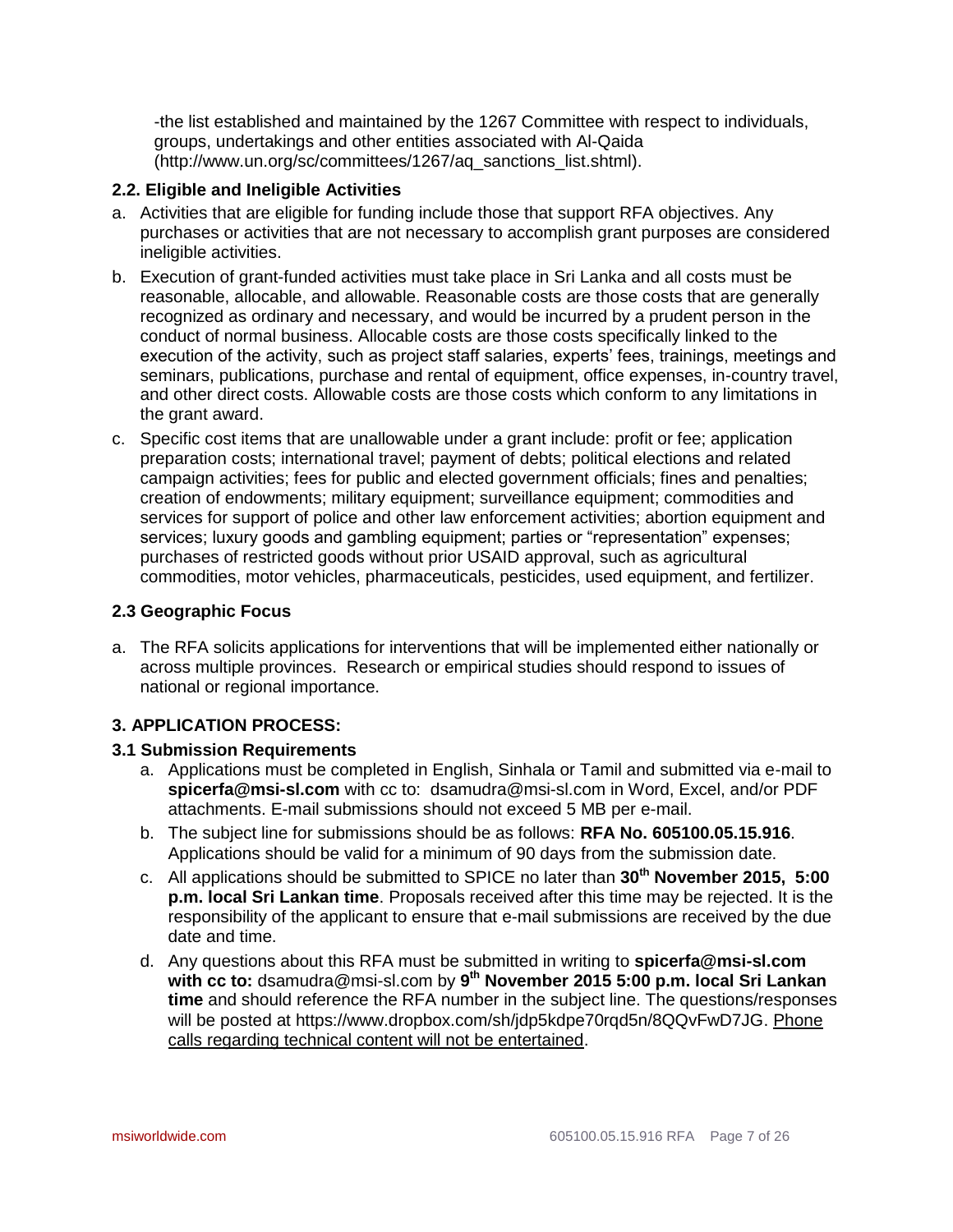-the list established and maintained by the 1267 Committee with respect to individuals, groups, undertakings and other entities associated with Al-Qaida (http://www.un.org/sc/committees/1267/aq_sanctions_list.shtml).

### 2.2. Eligible and Ineligible Activities

a. Activities that are eligible for funding include those that support RFA objectives. Any purchases or activities that are not necessary to accomplish grant purposes are considered ineligible activities.

b. Execution of grant-funded activities must take place in Sri Lanka and all costs must be reasonable, allocable, and allowable. Reasonable costs are those costs that are generally recognized as ordinary and necessary, and would be incurred by a prudent person in the conduct of normal business. Allocable costs are those costs specifically linked to the execution of the activity, such as project staff salaries, experts' fees, trainings, meetings and seminars, publications, purchase and rental of equipment, office expenses, in-country travel, and other direct costs. Allowable costs are those costs which conform to any limitations in the grant award.

c. Specific cost items that are unallowable under a grant include: profit or fee; application preparation costs; international travel; payment of debts; political elections and related campaign activities; fees for public and elected government officials; fines and penalties; creation of endowments; military equipment; surveillance equipment; commodities and services for support of police and other law enforcement activities; abortion equipment and services; luxury goods and gambling equipment; parties or "representation" expenses; purchases of restricted goods without prior USAID approval, such as agricultural commodities, motor vehicles, pharmaceuticals, pesticides, used equipment, and fertilizer.

### 2.3 Geographic Focus

a. The RFA solicits applications for interventions that will be implemented either nationally or across multiple provinces. Research or empirical studies should respond to issues of national or regional importance.

## 3. APPLICATION PROCESS:

### 3.1 Submission Requirements

a. Applications must be completed in English, Sinhala or Tamil and submitted via e-mail to **spicerfa@msi-sl.com** with cc to: dsamudra@msi-sl.com in Word, Excel, and/or PDF attachments. E-mail submissions should not exceed 5 MB per e-mail.

b. The subject line for submissions should be as follows: **RFA No. 605100.05.15.916**. Applications should be valid for a minimum of 90 days from the submission date.

c. All applications should be submitted to SPICE no later than **30th November 2015, 5:00 p.m. local Sri Lankan time**. Proposals received after this time may be rejected. It is the responsibility of the applicant to ensure that e-mail submissions are received by the due date and time.

d. Any questions about this RFA must be submitted in writing to **spicerfa@msi-sl.com with cc to:** dsamudra@msi-sl.com by **9th November 2015 5:00 p.m. local Sri Lankan time** and should reference the RFA number in the subject line. The questions/responses will be posted at https://www.dropbox.com/sh/jdp5kdpe70rqd5n/8QQvFwD7JG. Phone calls regarding technical content will not be entertained.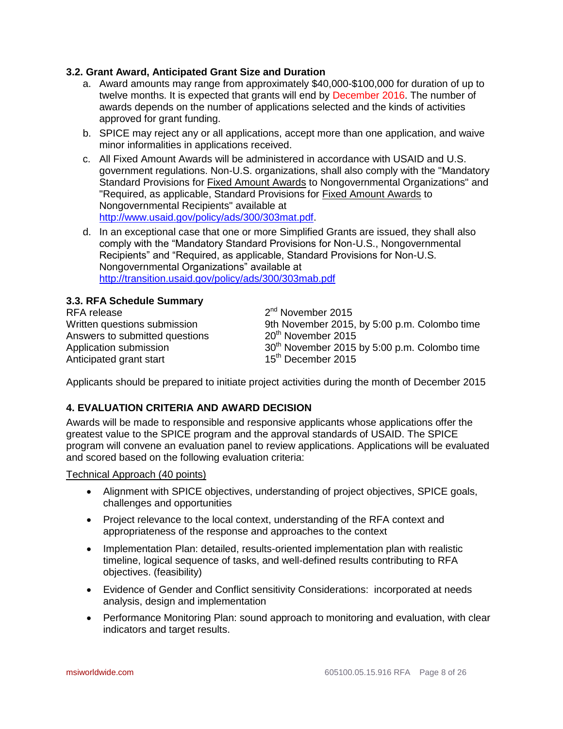### 3.2. Grant Award, Anticipated Grant Size and Duration

a. Award amounts may range from approximately $40,000-$100,000 for duration of up to twelve months. It is expected that grants will end by December 2016. The number of awards depends on the number of applications selected and the kinds of activities approved for grant funding.

b. SPICE may reject any or all applications, accept more than one application, and waive minor informalities in applications received.

c. All Fixed Amount Awards will be administered in accordance with USAID and U.S. government regulations. Non-U.S. organizations, shall also comply with the "Mandatory Standard Provisions for Fixed Amount Awards to Nongovernmental Organizations" and "Required, as applicable, Standard Provisions for Fixed Amount Awards to Nongovernmental Recipients" available at http://www.usaid.gov/policy/ads/300/303mat.pdf.

d. In an exceptional case that one or more Simplified Grants are issued, they shall also comply with the "Mandatory Standard Provisions for Non-U.S., Nongovernmental Recipients" and "Required, as applicable, Standard Provisions for Non-U.S. Nongovernmental Organizations" available at http://transition.usaid.gov/policy/ads/300/303mab.pdf

### 3.3. RFA Schedule Summary

| | |
|---|---|
| RFA release | 2nd November 2015 |
| Written questions submission | 9th November 2015, by 5:00 p.m. Colombo time |
| Answers to submitted questions | 20th November 2015 |
| Application submission | 30th November 2015 by 5:00 p.m. Colombo time |
| Anticipated grant start | 15th December 2015 |

Applicants should be prepared to initiate project activities during the month of December 2015

## 4. EVALUATION CRITERIA AND AWARD DECISION

Awards will be made to responsible and responsive applicants whose applications offer the greatest value to the SPICE program and the approval standards of USAID. The SPICE program will convene an evaluation panel to review applications. Applications will be evaluated and scored based on the following evaluation criteria:

Technical Approach (40 points)

- Alignment with SPICE objectives, understanding of project objectives, SPICE goals, challenges and opportunities
- Project relevance to the local context, understanding of the RFA context and appropriateness of the response and approaches to the context
- Implementation Plan: detailed, results-oriented implementation plan with realistic timeline, logical sequence of tasks, and well-defined results contributing to RFA objectives. (feasibility)
- Evidence of Gender and Conflict sensitivity Considerations: incorporated at needs analysis, design and implementation
- Performance Monitoring Plan: sound approach to monitoring and evaluation, with clear indicators and target results.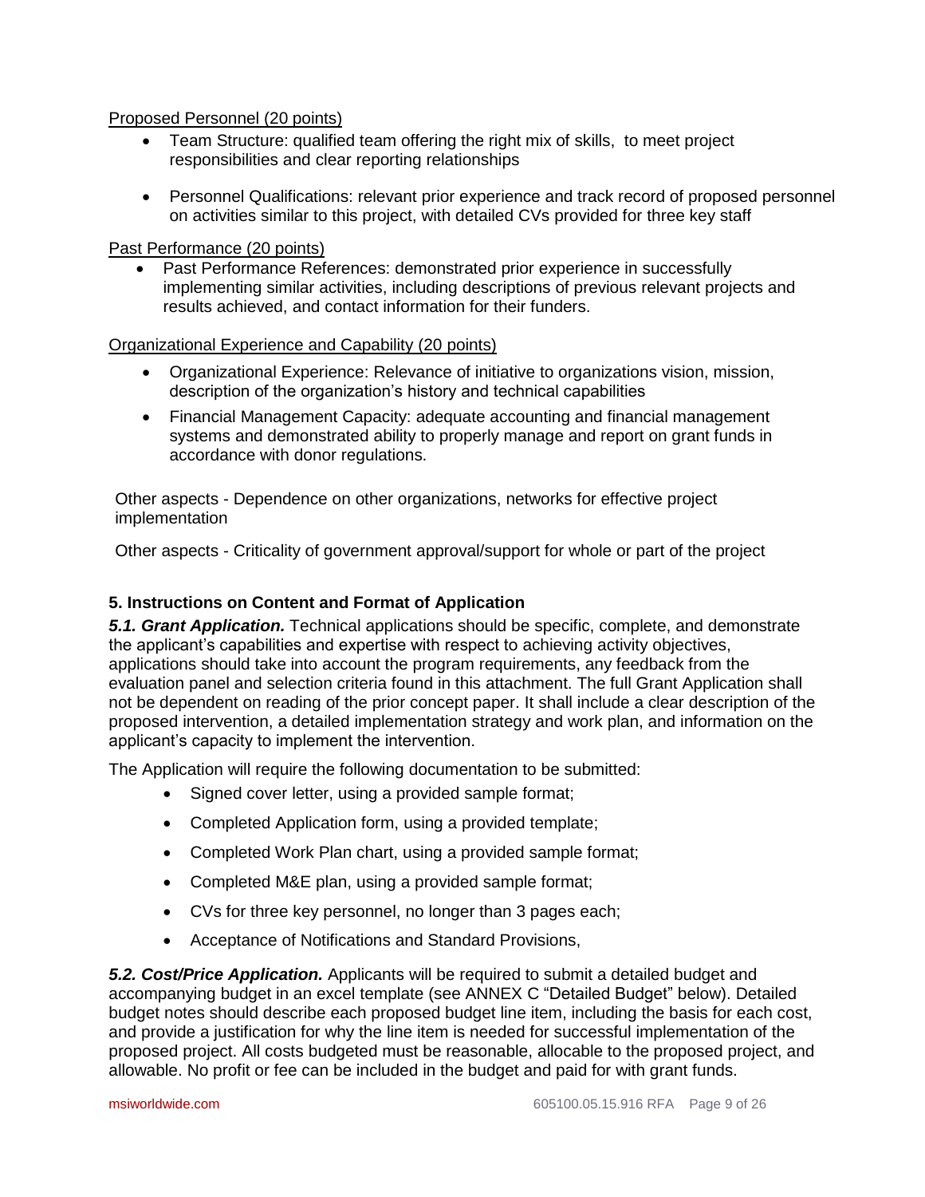Proposed Personnel (20 points)

- Team Structure: qualified team offering the right mix of skills, to meet project responsibilities and clear reporting relationships
- Personnel Qualifications: relevant prior experience and track record of proposed personnel on activities similar to this project, with detailed CVs provided for three key staff

Past Performance (20 points)

- Past Performance References: demonstrated prior experience in successfully implementing similar activities, including descriptions of previous relevant projects and results achieved, and contact information for their funders.

Organizational Experience and Capability (20 points)

- Organizational Experience: Relevance of initiative to organizations vision, mission, description of the organization's history and technical capabilities
- Financial Management Capacity: adequate accounting and financial management systems and demonstrated ability to properly manage and report on grant funds in accordance with donor regulations.

Other aspects - Dependence on other organizations, networks for effective project implementation

Other aspects - Criticality of government approval/support for whole or part of the project

### 5. Instructions on Content and Format of Application

***5.1. Grant Application.*** Technical applications should be specific, complete, and demonstrate the applicant's capabilities and expertise with respect to achieving activity objectives, applications should take into account the program requirements, any feedback from the evaluation panel and selection criteria found in this attachment. The full Grant Application shall not be dependent on reading of the prior concept paper. It shall include a clear description of the proposed intervention, a detailed implementation strategy and work plan, and information on the applicant's capacity to implement the intervention.

The Application will require the following documentation to be submitted:

- Signed cover letter, using a provided sample format;
- Completed Application form, using a provided template;
- Completed Work Plan chart, using a provided sample format;
- Completed M&E plan, using a provided sample format;
- CVs for three key personnel, no longer than 3 pages each;
- Acceptance of Notifications and Standard Provisions,

***5.2. Cost/Price Application.*** Applicants will be required to submit a detailed budget and accompanying budget in an excel template (see ANNEX C "Detailed Budget" below). Detailed budget notes should describe each proposed budget line item, including the basis for each cost, and provide a justification for why the line item is needed for successful implementation of the proposed project. All costs budgeted must be reasonable, allocable to the proposed project, and allowable. No profit or fee can be included in the budget and paid for with grant funds.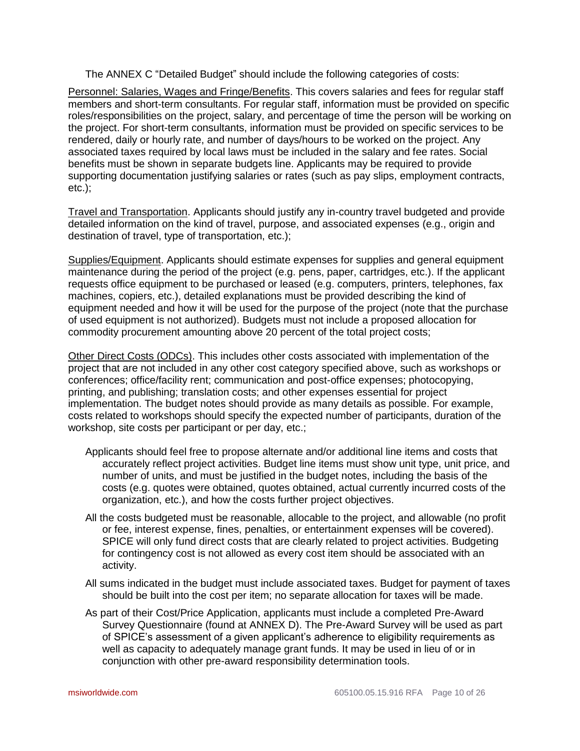The ANNEX C "Detailed Budget" should include the following categories of costs:

<u>Personnel: Salaries, Wages and Fringe/Benefits</u>. This covers salaries and fees for regular staff members and short-term consultants. For regular staff, information must be provided on specific roles/responsibilities on the project, salary, and percentage of time the person will be working on the project. For short-term consultants, information must be provided on specific services to be rendered, daily or hourly rate, and number of days/hours to be worked on the project. Any associated taxes required by local laws must be included in the salary and fee rates. Social benefits must be shown in separate budgets line. Applicants may be required to provide supporting documentation justifying salaries or rates (such as pay slips, employment contracts, etc.);

<u>Travel and Transportation</u>. Applicants should justify any in-country travel budgeted and provide detailed information on the kind of travel, purpose, and associated expenses (e.g., origin and destination of travel, type of transportation, etc.);

<u>Supplies/Equipment</u>. Applicants should estimate expenses for supplies and general equipment maintenance during the period of the project (e.g. pens, paper, cartridges, etc.). If the applicant requests office equipment to be purchased or leased (e.g. computers, printers, telephones, fax machines, copiers, etc.), detailed explanations must be provided describing the kind of equipment needed and how it will be used for the purpose of the project (note that the purchase of used equipment is not authorized). Budgets must not include a proposed allocation for commodity procurement amounting above 20 percent of the total project costs;

<u>Other Direct Costs (ODCs)</u>. This includes other costs associated with implementation of the project that are not included in any other cost category specified above, such as workshops or conferences; office/facility rent; communication and post-office expenses; photocopying, printing, and publishing; translation costs; and other expenses essential for project implementation. The budget notes should provide as many details as possible. For example, costs related to workshops should specify the expected number of participants, duration of the workshop, site costs per participant or per day, etc.;

Applicants should feel free to propose alternate and/or additional line items and costs that accurately reflect project activities. Budget line items must show unit type, unit price, and number of units, and must be justified in the budget notes, including the basis of the costs (e.g. quotes were obtained, quotes obtained, actual currently incurred costs of the organization, etc.), and how the costs further project objectives.

All the costs budgeted must be reasonable, allocable to the project, and allowable (no profit or fee, interest expense, fines, penalties, or entertainment expenses will be covered). SPICE will only fund direct costs that are clearly related to project activities. Budgeting for contingency cost is not allowed as every cost item should be associated with an activity.

All sums indicated in the budget must include associated taxes. Budget for payment of taxes should be built into the cost per item; no separate allocation for taxes will be made.

As part of their Cost/Price Application, applicants must include a completed Pre-Award Survey Questionnaire (found at ANNEX D). The Pre-Award Survey will be used as part of SPICE's assessment of a given applicant's adherence to eligibility requirements as well as capacity to adequately manage grant funds. It may be used in lieu of or in conjunction with other pre-award responsibility determination tools.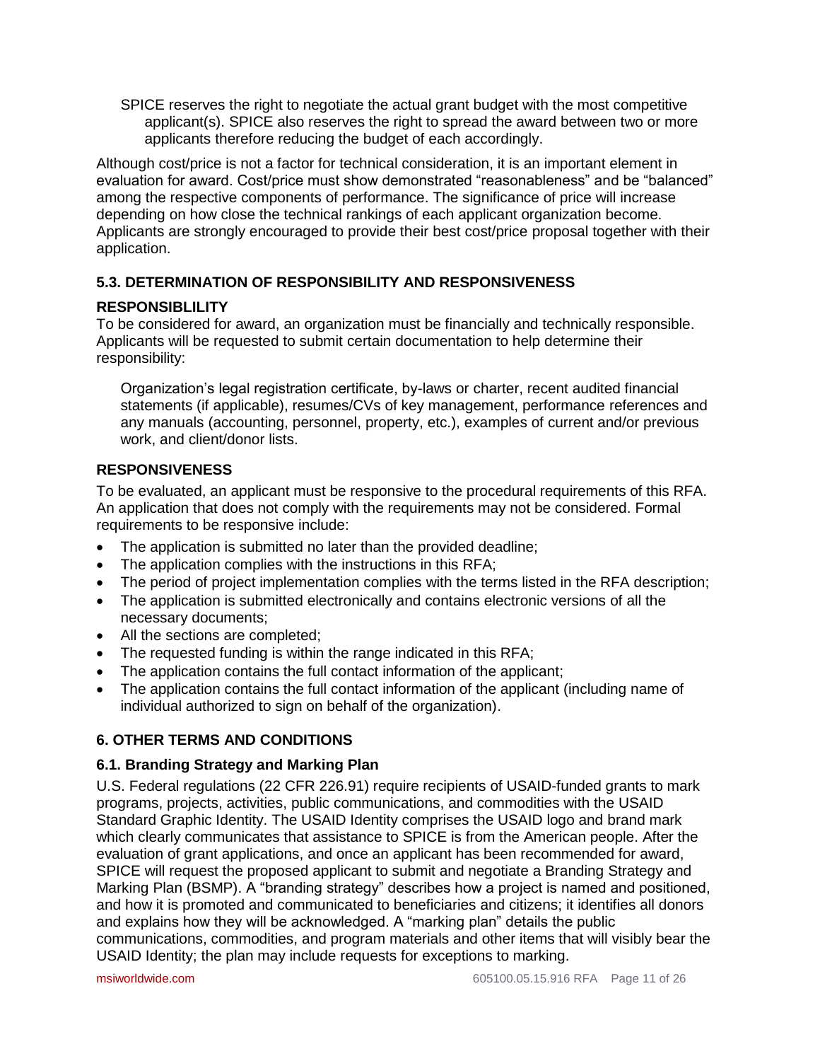SPICE reserves the right to negotiate the actual grant budget with the most competitive applicant(s). SPICE also reserves the right to spread the award between two or more applicants therefore reducing the budget of each accordingly.

Although cost/price is not a factor for technical consideration, it is an important element in evaluation for award. Cost/price must show demonstrated "reasonableness" and be "balanced" among the respective components of performance. The significance of price will increase depending on how close the technical rankings of each applicant organization become. Applicants are strongly encouraged to provide their best cost/price proposal together with their application.

### 5.3. DETERMINATION OF RESPONSIBILITY AND RESPONSIVENESS

#### RESPONSIBLILITY

To be considered for award, an organization must be financially and technically responsible. Applicants will be requested to submit certain documentation to help determine their responsibility:

Organization's legal registration certificate, by-laws or charter, recent audited financial statements (if applicable), resumes/CVs of key management, performance references and any manuals (accounting, personnel, property, etc.), examples of current and/or previous work, and client/donor lists.

#### RESPONSIVENESS

To be evaluated, an applicant must be responsive to the procedural requirements of this RFA. An application that does not comply with the requirements may not be considered. Formal requirements to be responsive include:

- The application is submitted no later than the provided deadline;
- The application complies with the instructions in this RFA;
- The period of project implementation complies with the terms listed in the RFA description;
- The application is submitted electronically and contains electronic versions of all the necessary documents;
- All the sections are completed;
- The requested funding is within the range indicated in this RFA;
- The application contains the full contact information of the applicant;
- The application contains the full contact information of the applicant (including name of individual authorized to sign on behalf of the organization).

## 6. OTHER TERMS AND CONDITIONS

### 6.1. Branding Strategy and Marking Plan

U.S. Federal regulations (22 CFR 226.91) require recipients of USAID-funded grants to mark programs, projects, activities, public communications, and commodities with the USAID Standard Graphic Identity. The USAID Identity comprises the USAID logo and brand mark which clearly communicates that assistance to SPICE is from the American people. After the evaluation of grant applications, and once an applicant has been recommended for award, SPICE will request the proposed applicant to submit and negotiate a Branding Strategy and Marking Plan (BSMP). A "branding strategy" describes how a project is named and positioned, and how it is promoted and communicated to beneficiaries and citizens; it identifies all donors and explains how they will be acknowledged. A "marking plan" details the public communications, commodities, and program materials and other items that will visibly bear the USAID Identity; the plan may include requests for exceptions to marking.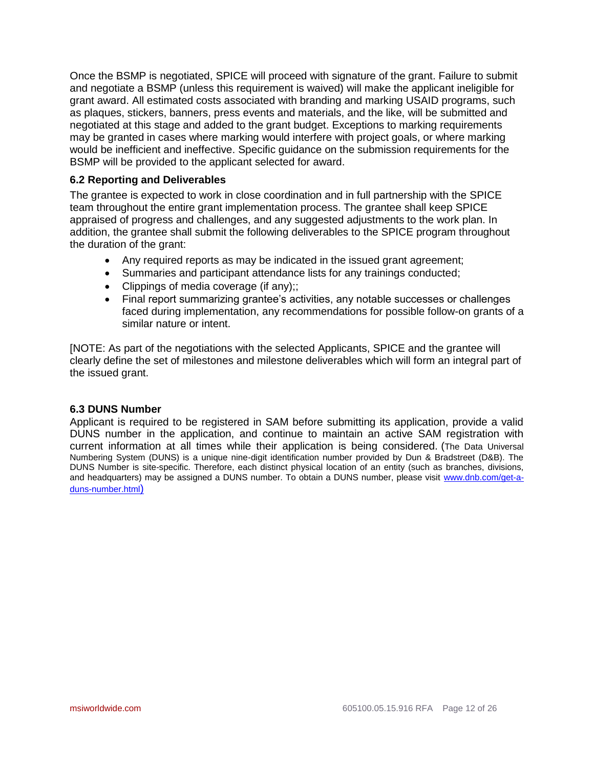Once the BSMP is negotiated, SPICE will proceed with signature of the grant. Failure to submit and negotiate a BSMP (unless this requirement is waived) will make the applicant ineligible for grant award. All estimated costs associated with branding and marking USAID programs, such as plaques, stickers, banners, press events and materials, and the like, will be submitted and negotiated at this stage and added to the grant budget. Exceptions to marking requirements may be granted in cases where marking would interfere with project goals, or where marking would be inefficient and ineffective. Specific guidance on the submission requirements for the BSMP will be provided to the applicant selected for award.

### 6.2 Reporting and Deliverables

The grantee is expected to work in close coordination and in full partnership with the SPICE team throughout the entire grant implementation process. The grantee shall keep SPICE appraised of progress and challenges, and any suggested adjustments to the work plan. In addition, the grantee shall submit the following deliverables to the SPICE program throughout the duration of the grant:

- Any required reports as may be indicated in the issued grant agreement;
- Summaries and participant attendance lists for any trainings conducted;
- Clippings of media coverage (if any);;
- Final report summarizing grantee's activities, any notable successes or challenges faced during implementation, any recommendations for possible follow-on grants of a similar nature or intent.

[NOTE: As part of the negotiations with the selected Applicants, SPICE and the grantee will clearly define the set of milestones and milestone deliverables which will form an integral part of the issued grant.

### 6.3 DUNS Number

Applicant is required to be registered in SAM before submitting its application, provide a valid DUNS number in the application, and continue to maintain an active SAM registration with current information at all times while their application is being considered. (The Data Universal Numbering System (DUNS) is a unique nine-digit identification number provided by Dun & Bradstreet (D&B). The DUNS Number is site-specific. Therefore, each distinct physical location of an entity (such as branches, divisions, and headquarters) may be assigned a DUNS number. To obtain a DUNS number, please visit www.dnb.com/get-a-duns-number.html)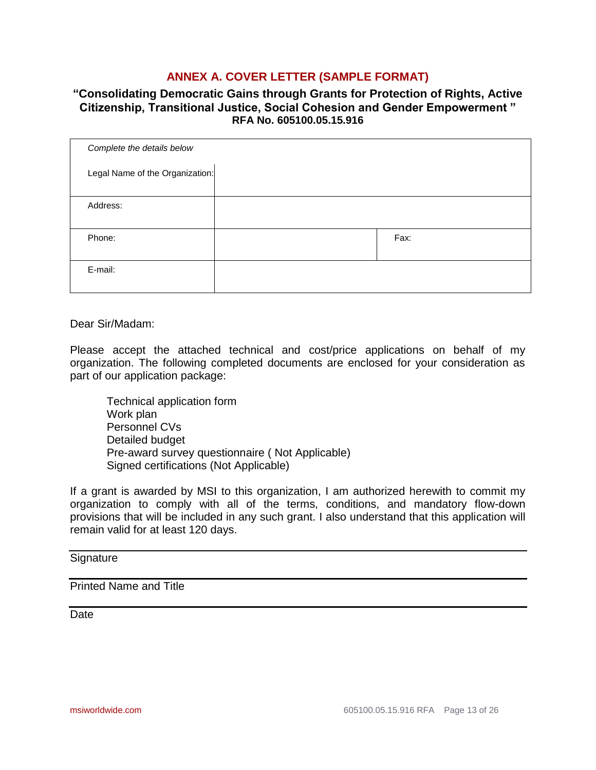# ANNEX A. COVER LETTER (SAMPLE FORMAT)

**"Consolidating Democratic Gains through Grants for Protection of Rights, Active Citizenship, Transitional Justice, Social Cohesion and Gender Empowerment "**
**RFA No. 605100.05.15.916**

| *Complete the details below* | | |
|---|---|---|
| Legal Name of the Organization: | | |
| Address: | | |
| Phone: | | Fax: |
| E-mail: | | |

Dear Sir/Madam:

Please accept the attached technical and cost/price applications on behalf of my organization. The following completed documents are enclosed for your consideration as part of our application package:

Technical application form
Work plan
Personnel CVs
Detailed budget
Pre-award survey questionnaire ( Not Applicable)
Signed certifications (Not Applicable)

If a grant is awarded by MSI to this organization, I am authorized herewith to commit my organization to comply with all of the terms, conditions, and mandatory flow-down provisions that will be included in any such grant. I also understand that this application will remain valid for at least 120 days.

---

Signature

---

Printed Name and Title

---

Date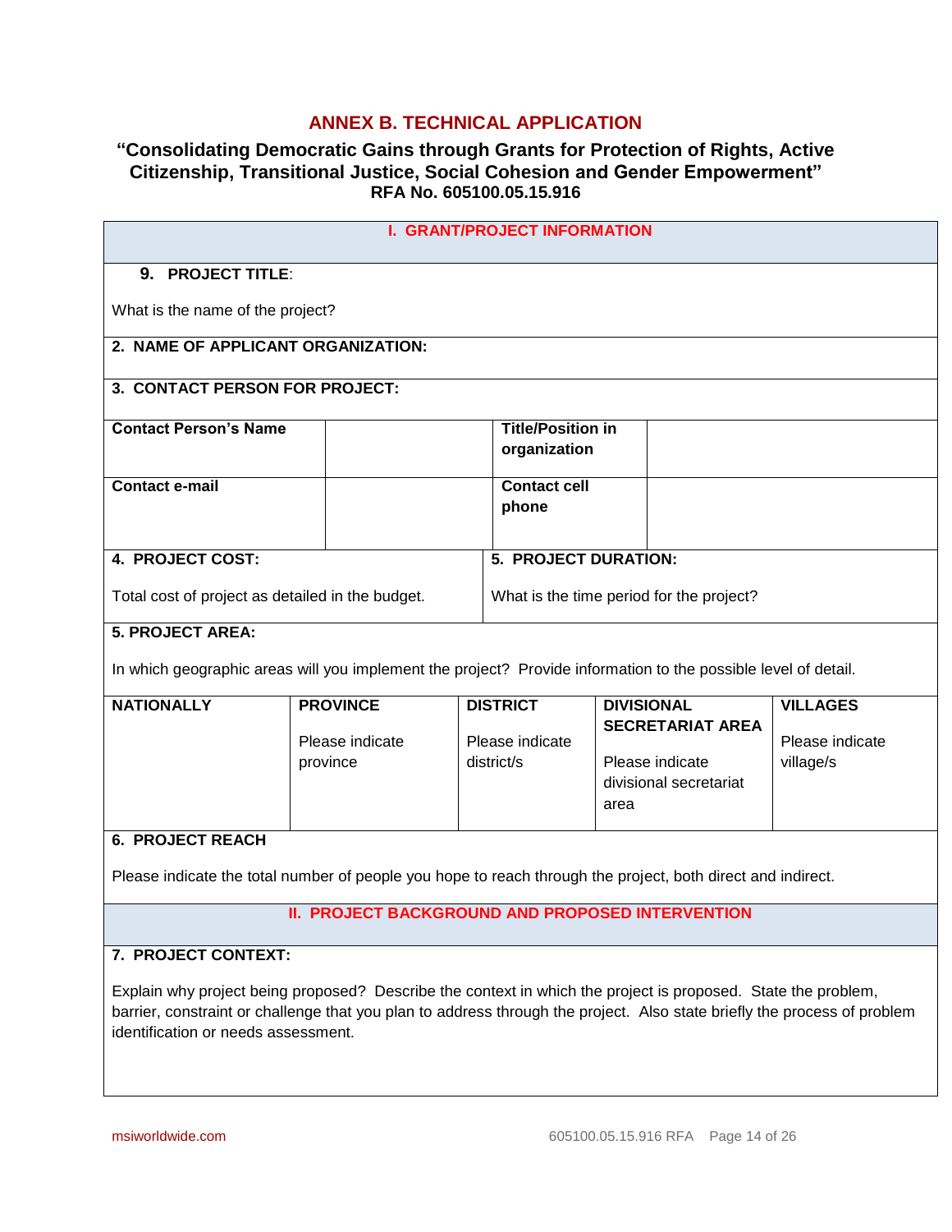# ANNEX B. TECHNICAL APPLICATION

## "Consolidating Democratic Gains through Grants for Protection of Rights, Active Citizenship, Transitional Justice, Social Cohesion and Gender Empowerment"

### RFA No. 605100.05.15.916

## I. GRANT/PROJECT INFORMATION

**9. PROJECT TITLE**:

What is the name of the project?

**2. NAME OF APPLICANT ORGANIZATION:**

**3. CONTACT PERSON FOR PROJECT:**

| **Contact Person's Name** | | **Title/Position in organization** | |
|---|---|---|---|
| **Contact e-mail** | | **Contact cell phone** | |

| **4. PROJECT COST:** | **5. PROJECT DURATION:** |
|---|---|
| Total cost of project as detailed in the budget. | What is the time period for the project? |

**5. PROJECT AREA:**

In which geographic areas will you implement the project? Provide information to the possible level of detail.

| **NATIONALLY** | **PROVINCE** | **DISTRICT** | **DIVISIONAL SECRETARIAT AREA** | **VILLAGES** |
|---|---|---|---|---|
| | Please indicate province | Please indicate district/s | Please indicate divisional secretariat area | Please indicate village/s |

**6. PROJECT REACH**

Please indicate the total number of people you hope to reach through the project, both direct and indirect.

## II. PROJECT BACKGROUND AND PROPOSED INTERVENTION

**7. PROJECT CONTEXT:**

Explain why project being proposed? Describe the context in which the project is proposed. State the problem, barrier, constraint or challenge that you plan to address through the project. Also state briefly the process of problem identification or needs assessment.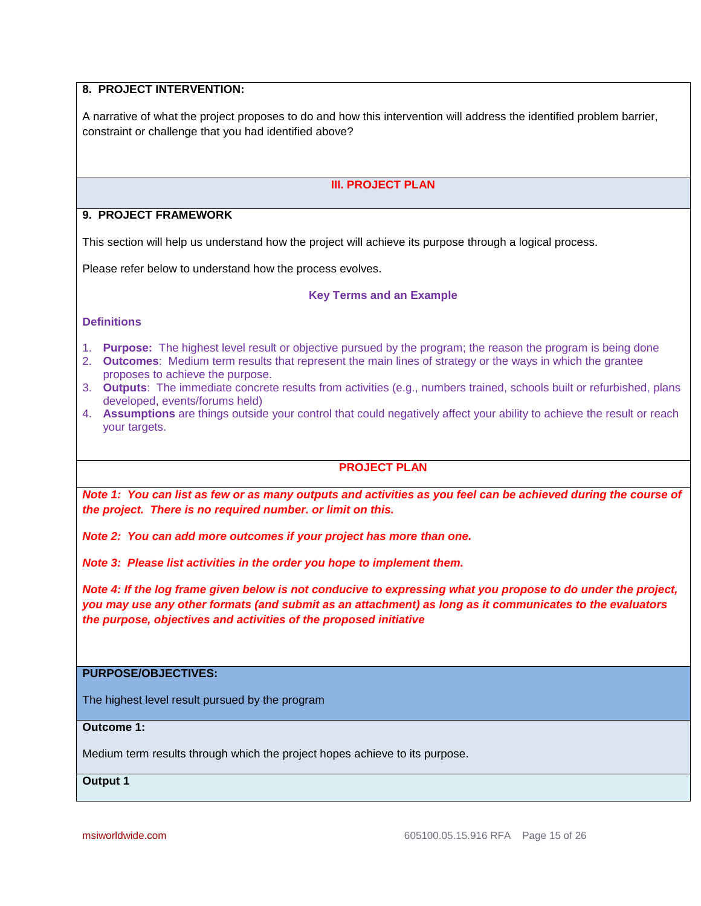**8. PROJECT INTERVENTION:**

A narrative of what the project proposes to do and how this intervention will address the identified problem barrier, constraint or challenge that you had identified above?

## III. PROJECT PLAN

**9. PROJECT FRAMEWORK**

This section will help us understand how the project will achieve its purpose through a logical process.

Please refer below to understand how the process evolves.

### Key Terms and an Example

**Definitions**

1. **Purpose:** The highest level result or objective pursued by the program; the reason the program is being done
2. **Outcomes**: Medium term results that represent the main lines of strategy or the ways in which the grantee proposes to achieve the purpose.
3. **Outputs**: The immediate concrete results from activities (e.g., numbers trained, schools built or refurbished, plans developed, events/forums held)
4. **Assumptions** are things outside your control that could negatively affect your ability to achieve the result or reach your targets.

### PROJECT PLAN

***Note 1: You can list as few or as many outputs and activities as you feel can be achieved during the course of the project. There is no required number. or limit on this.***

***Note 2: You can add more outcomes if your project has more than one.***

***Note 3: Please list activities in the order you hope to implement them.***

***Note 4: If the log frame given below is not conducive to expressing what you propose to do under the project, you may use any other formats (and submit as an attachment) as long as it communicates to the evaluators the purpose, objectives and activities of the proposed initiative***

**PURPOSE/OBJECTIVES:**

The highest level result pursued by the program

**Outcome 1:**

Medium term results through which the project hopes achieve to its purpose.

**Output 1**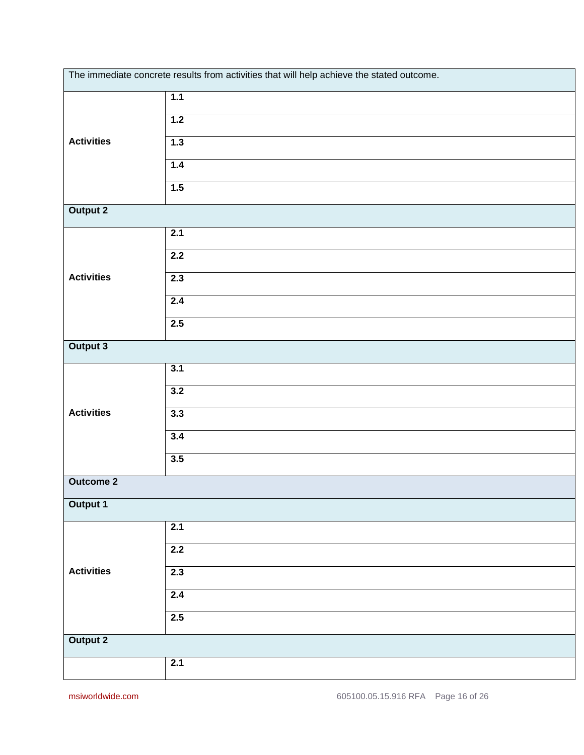| The immediate concrete results from activities that will help achieve the stated outcome. | |
|---|---|
| **Activities** | **1.1** |
| | **1.2** |
| | **1.3** |
| | **1.4** |
| | **1.5** |
| **Output 2** | |
| **Activities** | **2.1** |
| | **2.2** |
| | **2.3** |
| | **2.4** |
| | **2.5** |
| **Output 3** | |
| **Activities** | **3.1** |
| | **3.2** |
| | **3.3** |
| | **3.4** |
| | **3.5** |
| **Outcome 2** | |
| **Output 1** | |
| **Activities** | **2.1** |
| | **2.2** |
| | **2.3** |
| | **2.4** |
| | **2.5** |
| **Output 2** | |
| | **2.1** |

msiworldwide.com

605100.05.15.916 RFA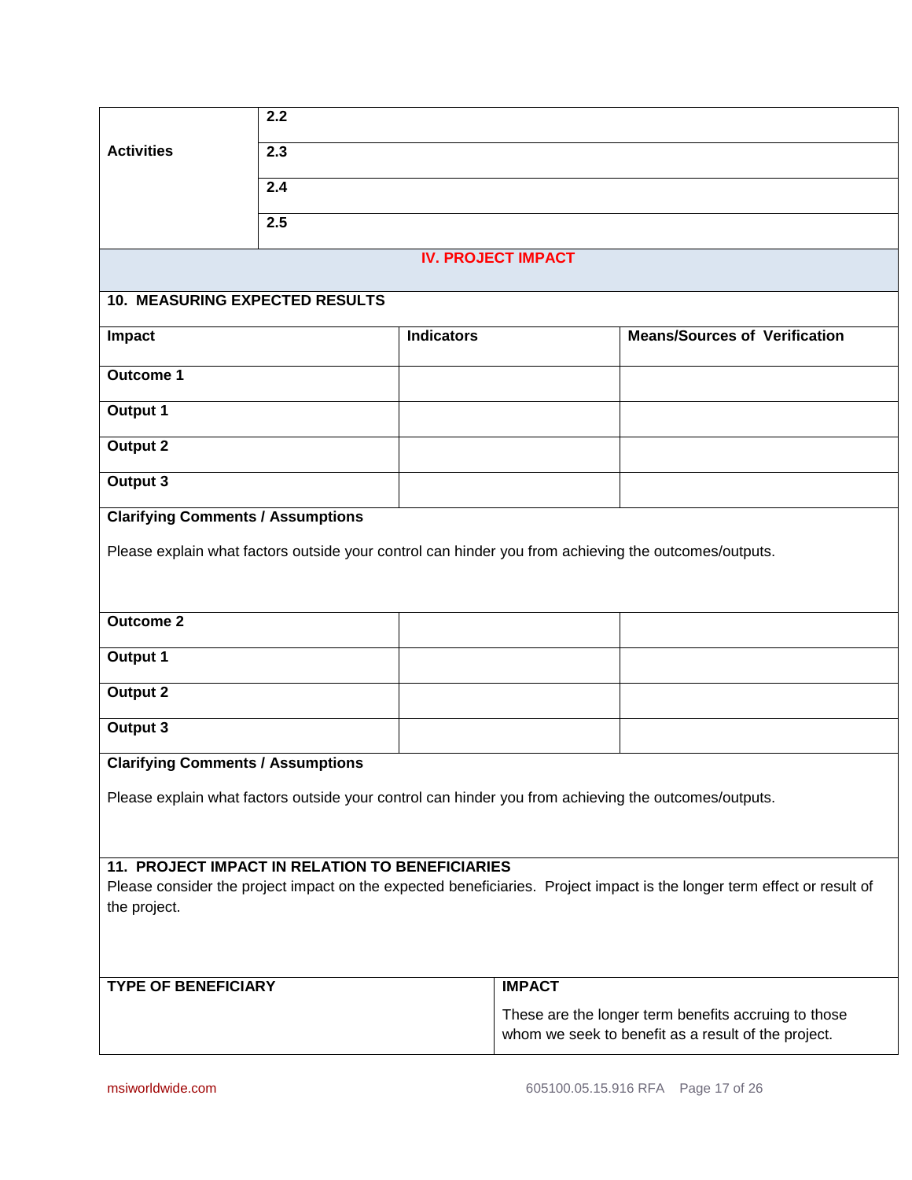| Activities | |
|---|---|
| | 2.2 |
| | 2.3 |
| | 2.4 |
| | 2.5 |

## IV. PROJECT IMPACT

### 10. MEASURING EXPECTED RESULTS

| Impact | Indicators | Means/Sources of Verification |
|---|---|---|
| **Outcome 1** | | |
| **Output 1** | | |
| **Output 2** | | |
| **Output 3** | | |

**Clarifying Comments / Assumptions**

Please explain what factors outside your control can hinder you from achieving the outcomes/outputs.

| Impact | Indicators | Means/Sources of Verification |
|---|---|---|
| **Outcome 2** | | |
| **Output 1** | | |
| **Output 2** | | |
| **Output 3** | | |

**Clarifying Comments / Assumptions**

Please explain what factors outside your control can hinder you from achieving the outcomes/outputs.

### 11. PROJECT IMPACT IN RELATION TO BENEFICIARIES

Please consider the project impact on the expected beneficiaries. Project impact is the longer term effect or result of the project.

| TYPE OF BENEFICIARY | IMPACT<br>These are the longer term benefits accruing to those whom we seek to benefit as a result of the project. |
|---|---|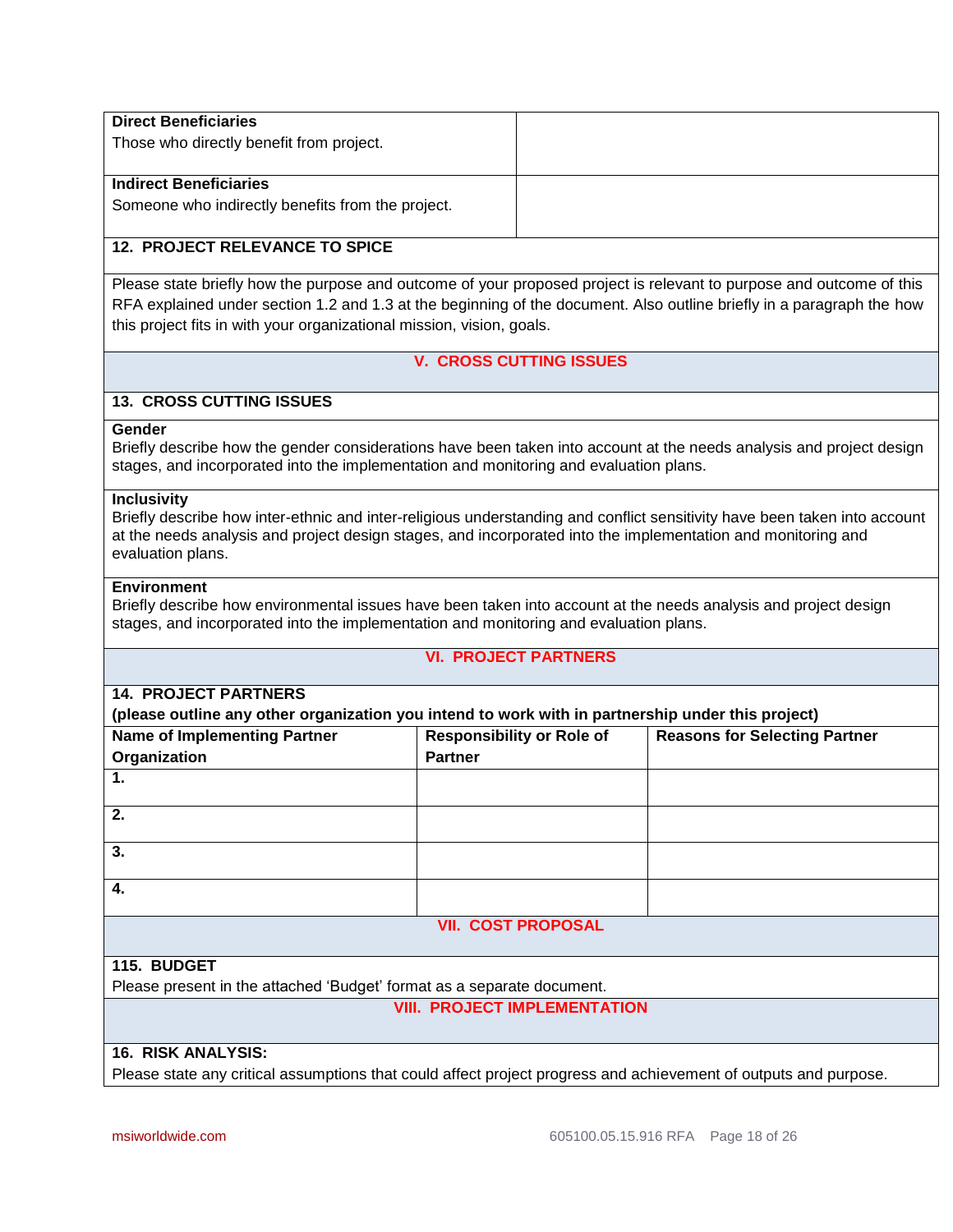| **Direct Beneficiaries**<br>Those who directly benefit from project. | |
|---|---|
| **Indirect Beneficiaries**<br>Someone who indirectly benefits from the project. | |

**12. PROJECT RELEVANCE TO SPICE**

Please state briefly how the purpose and outcome of your proposed project is relevant to purpose and outcome of this RFA explained under section 1.2 and 1.3 at the beginning of the document. Also outline briefly in a paragraph the how this project fits in with your organizational mission, vision, goals.

## V. CROSS CUTTING ISSUES

**13. CROSS CUTTING ISSUES**

**Gender**
Briefly describe how the gender considerations have been taken into account at the needs analysis and project design stages, and incorporated into the implementation and monitoring and evaluation plans.

**Inclusivity**
Briefly describe how inter-ethnic and inter-religious understanding and conflict sensitivity have been taken into account at the needs analysis and project design stages, and incorporated into the implementation and monitoring and evaluation plans.

**Environment**
Briefly describe how environmental issues have been taken into account at the needs analysis and project design stages, and incorporated into the implementation and monitoring and evaluation plans.

## VI. PROJECT PARTNERS

**14. PROJECT PARTNERS**
**(please outline any other organization you intend to work with in partnership under this project)**

| Name of Implementing Partner Organization | Responsibility or Role of Partner | Reasons for Selecting Partner |
|---|---|---|
| 1. | | |
| 2. | | |
| 3. | | |
| 4. | | |

## VII. COST PROPOSAL

**115. BUDGET**
Please present in the attached 'Budget' format as a separate document.

## VIII. PROJECT IMPLEMENTATION

**16. RISK ANALYSIS:**
Please state any critical assumptions that could affect project progress and achievement of outputs and purpose.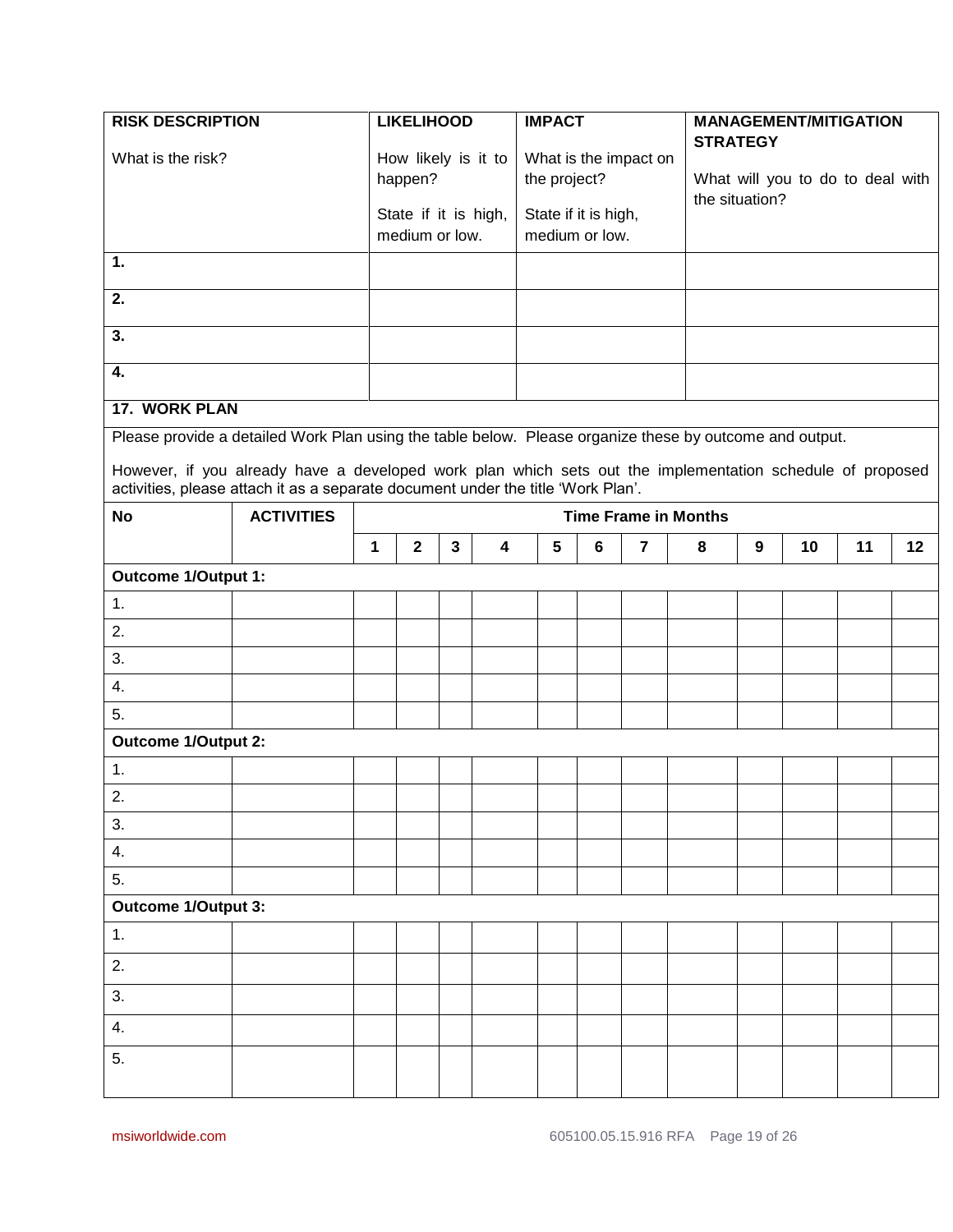| **RISK DESCRIPTION**<br><br>What is the risk? | **LIKELIHOOD**<br><br>How likely is it to happen?<br><br>State if it is high, medium or low. | **IMPACT**<br><br>What is the impact on the project?<br><br>State if it is high, medium or low. | **MANAGEMENT/MITIGATION STRATEGY**<br><br>What will you to do to deal with the situation? |
|---|---|---|---|
| **1.** | | | |
| **2.** | | | |
| **3.** | | | |
| **4.** | | | |

## 17. WORK PLAN

Please provide a detailed Work Plan using the table below. Please organize these by outcome and output.

However, if you already have a developed work plan which sets out the implementation schedule of proposed activities, please attach it as a separate document under the title 'Work Plan'.

| **No** | **ACTIVITIES** | **Time Frame in Months** | | | | | | | | | | | |
|---|---|---|---|---|---|---|---|---|---|---|---|---|---|
| | | **1** | **2** | **3** | **4** | **5** | **6** | **7** | **8** | **9** | **10** | **11** | **12** |
| **Outcome 1/Output 1:** | | | | | | | | | | | | | |
| 1. | | | | | | | | | | | | | |
| 2. | | | | | | | | | | | | | |
| 3. | | | | | | | | | | | | | |
| 4. | | | | | | | | | | | | | |
| 5. | | | | | | | | | | | | | |
| **Outcome 1/Output 2:** | | | | | | | | | | | | | |
| 1. | | | | | | | | | | | | | |
| 2. | | | | | | | | | | | | | |
| 3. | | | | | | | | | | | | | |
| 4. | | | | | | | | | | | | | |
| 5. | | | | | | | | | | | | | |
| **Outcome 1/Output 3:** | | | | | | | | | | | | | |
| 1. | | | | | | | | | | | | | |
| 2. | | | | | | | | | | | | | |
| 3. | | | | | | | | | | | | | |
| 4. | | | | | | | | | | | | | |
| 5. | | | | | | | | | | | | | |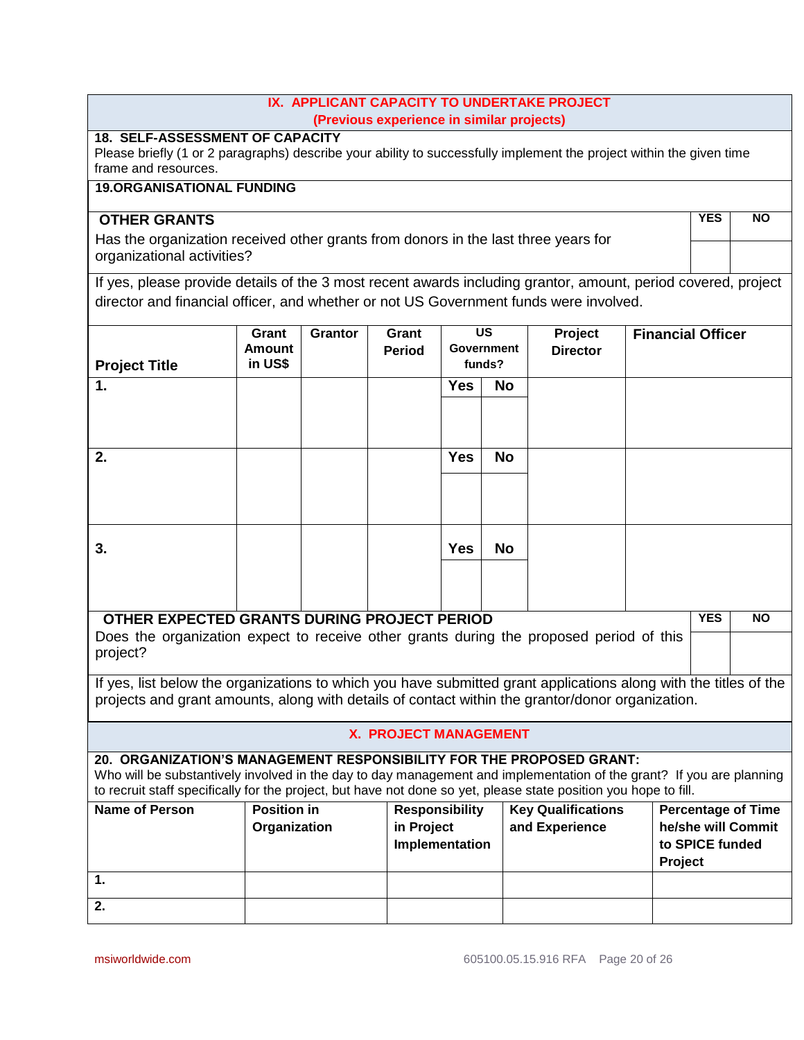## IX. APPLICANT CAPACITY TO UNDERTAKE PROJECT
**(Previous experience in similar projects)**

**18. SELF-ASSESSMENT OF CAPACITY**

Please briefly (1 or 2 paragraphs) describe your ability to successfully implement the project within the given time frame and resources.

**19.ORGANISATIONAL FUNDING**

| **OTHER GRANTS** Has the organization received other grants from donors in the last three years for organizational activities? | **YES** | **NO** |
|---|---|---|
| | | |

If yes, please provide details of the 3 most recent awards including grantor, amount, period covered, project director and financial officer, and whether or not US Government funds were involved.

| Project Title | Grant Amount in US$ | Grantor | Grant Period | US Government funds? | | Project Director | Financial Officer |
|---|---|---|---|---|---|---|---|
| 1. | | | | Yes | No | | |
| 2. | | | | Yes | No | | |
| 3. | | | | Yes | No | | |

| **OTHER EXPECTED GRANTS DURING PROJECT PERIOD** Does the organization expect to receive other grants during the proposed period of this project? | **YES** | **NO** |
|---|---|---|
| | | |

If yes, list below the organizations to which you have submitted grant applications along with the titles of the projects and grant amounts, along with details of contact within the grantor/donor organization.

## X. PROJECT MANAGEMENT

**20. ORGANIZATION'S MANAGEMENT RESPONSIBILITY FOR THE PROPOSED GRANT:**

Who will be substantively involved in the day to day management and implementation of the grant? If you are planning to recruit staff specifically for the project, but have not done so yet, please state position you hope to fill.

| Name of Person | Position in Organization | Responsibility in Project Implementation | Key Qualifications and Experience | Percentage of Time he/she will Commit to SPICE funded Project |
|---|---|---|---|---|
| 1. | | | | |
| 2. | | | | |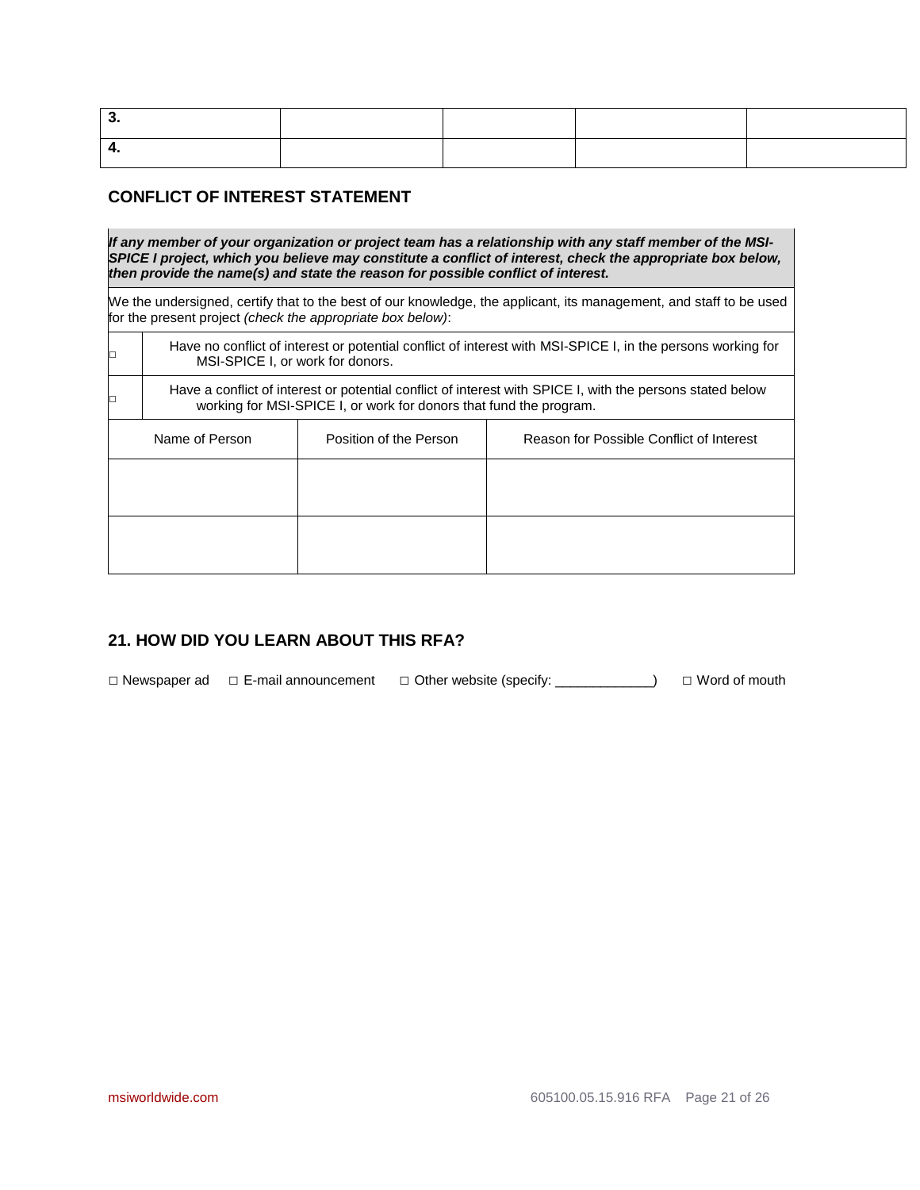| 3. | | | | |
|---|---|---|---|---|
| 4. | | | | |

## CONFLICT OF INTEREST STATEMENT

| ***If any member of your organization or project team has a relationship with any staff member of the MSI-SPICE I project, which you believe may constitute a conflict of interest, check the appropriate box below, then provide the name(s) and state the reason for possible conflict of interest.*** | | |
|---|---|---|
| We the undersigned, certify that to the best of our knowledge, the applicant, its management, and staff to be used for the present project *(check the appropriate box below)*: | | |
| □ Have no conflict of interest or potential conflict of interest with MSI-SPICE I, in the persons working for MSI-SPICE I, or work for donors. | | |
| □ Have a conflict of interest or potential conflict of interest with SPICE I, with the persons stated below working for MSI-SPICE I, or work for donors that fund the program. | | |
| Name of Person | Position of the Person | Reason for Possible Conflict of Interest |
| | | |
| | | |

## 21. HOW DID YOU LEARN ABOUT THIS RFA?

□ Newspaper ad □ E-mail announcement □ Other website (specify: ____________) □ Word of mouth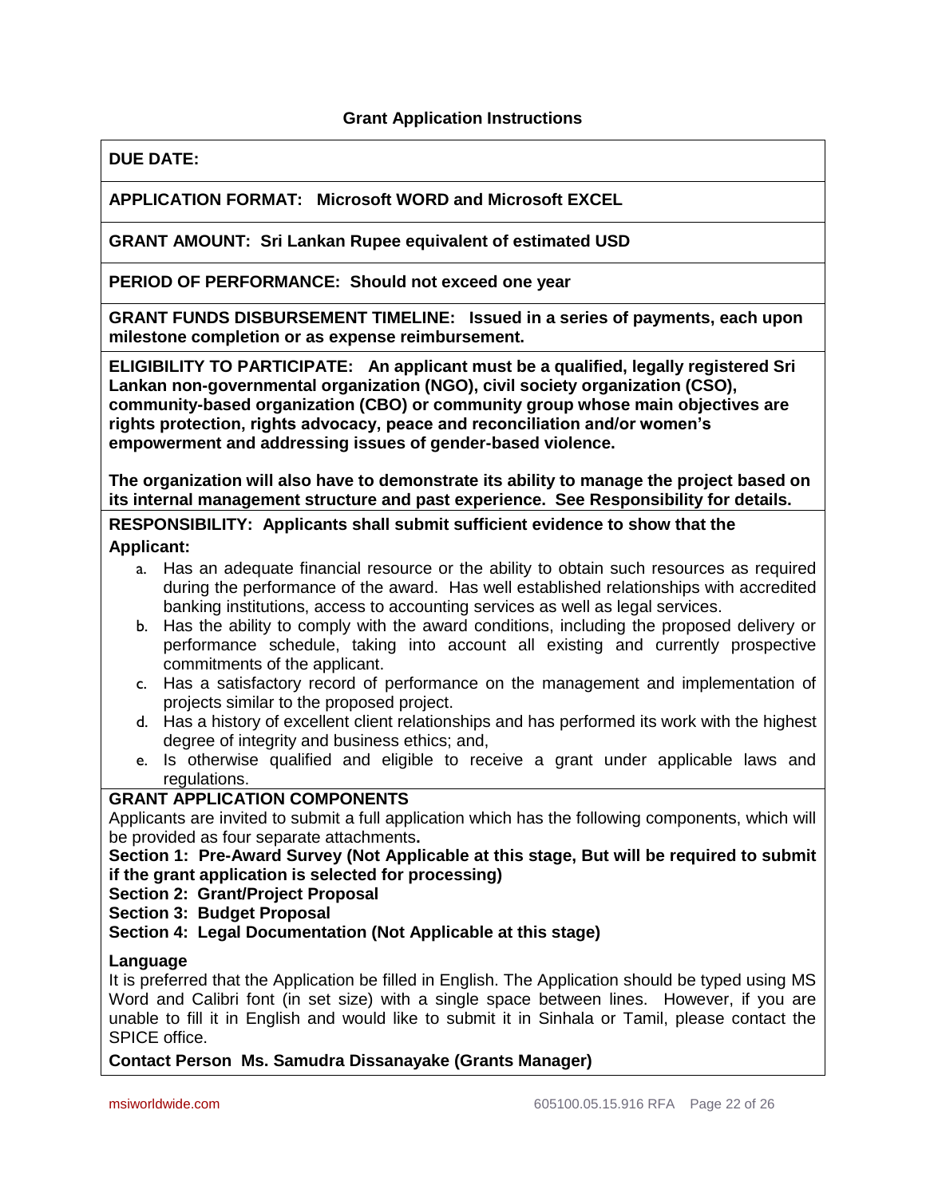## Grant Application Instructions

**DUE DATE:**

**APPLICATION FORMAT: Microsoft WORD and Microsoft EXCEL**

**GRANT AMOUNT: Sri Lankan Rupee equivalent of estimated USD**

**PERIOD OF PERFORMANCE: Should not exceed one year**

**GRANT FUNDS DISBURSEMENT TIMELINE: Issued in a series of payments, each upon milestone completion or as expense reimbursement.**

**ELIGIBILITY TO PARTICIPATE: An applicant must be a qualified, legally registered Sri Lankan non-governmental organization (NGO), civil society organization (CSO), community-based organization (CBO) or community group whose main objectives are rights protection, rights advocacy, peace and reconciliation and/or women's empowerment and addressing issues of gender-based violence.**

**The organization will also have to demonstrate its ability to manage the project based on its internal management structure and past experience. See Responsibility for details.**

**RESPONSIBILITY: Applicants shall submit sufficient evidence to show that the Applicant:**

a. Has an adequate financial resource or the ability to obtain such resources as required during the performance of the award. Has well established relationships with accredited banking institutions, access to accounting services as well as legal services.
b. Has the ability to comply with the award conditions, including the proposed delivery or performance schedule, taking into account all existing and currently prospective commitments of the applicant.
c. Has a satisfactory record of performance on the management and implementation of projects similar to the proposed project.
d. Has a history of excellent client relationships and has performed its work with the highest degree of integrity and business ethics; and,
e. Is otherwise qualified and eligible to receive a grant under applicable laws and regulations.

**GRANT APPLICATION COMPONENTS**

Applicants are invited to submit a full application which has the following components, which will be provided as four separate attachments**.**

**Section 1: Pre-Award Survey (Not Applicable at this stage, But will be required to submit if the grant application is selected for processing)**
**Section 2: Grant/Project Proposal**
**Section 3: Budget Proposal**
**Section 4: Legal Documentation (Not Applicable at this stage)**

**Language**

It is preferred that the Application be filled in English. The Application should be typed using MS Word and Calibri font (in set size) with a single space between lines. However, if you are unable to fill it in English and would like to submit it in Sinhala or Tamil, please contact the SPICE office.

**Contact Person Ms. Samudra Dissanayake (Grants Manager)**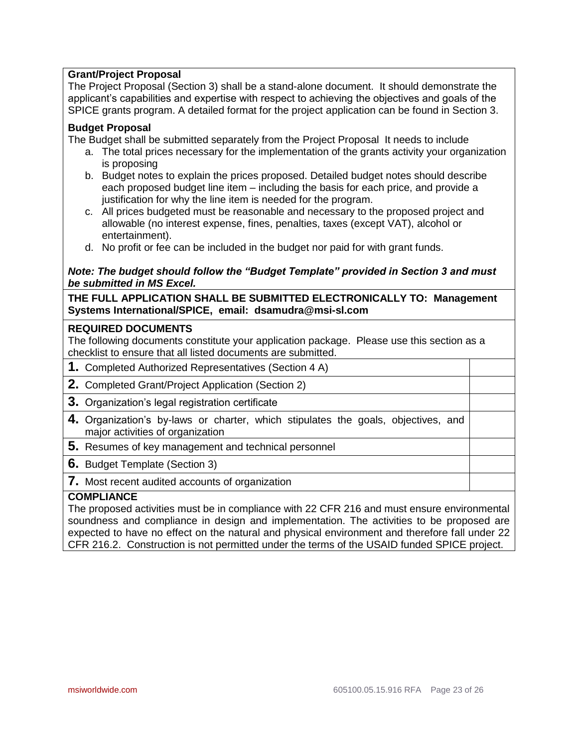**Grant/Project Proposal**

The Project Proposal (Section 3) shall be a stand-alone document. It should demonstrate the applicant's capabilities and expertise with respect to achieving the objectives and goals of the SPICE grants program. A detailed format for the project application can be found in Section 3.

**Budget Proposal**

The Budget shall be submitted separately from the Project Proposal It needs to include

a. The total prices necessary for the implementation of the grants activity your organization is proposing
b. Budget notes to explain the prices proposed. Detailed budget notes should describe each proposed budget line item – including the basis for each price, and provide a justification for why the line item is needed for the program.
c. All prices budgeted must be reasonable and necessary to the proposed project and allowable (no interest expense, fines, penalties, taxes (except VAT), alcohol or entertainment).
d. No profit or fee can be included in the budget nor paid for with grant funds.

***Note: The budget should follow the "Budget Template" provided in Section 3 and must be submitted in MS Excel.***

**THE FULL APPLICATION SHALL BE SUBMITTED ELECTRONICALLY TO: Management Systems International/SPICE, email: dsamudra@msi-sl.com**

**REQUIRED DOCUMENTS**

The following documents constitute your application package. Please use this section as a checklist to ensure that all listed documents are submitted.

| Document | |
|---|---|
| **1.** Completed Authorized Representatives (Section 4 A) | |
| **2.** Completed Grant/Project Application (Section 2) | |
| **3.** Organization's legal registration certificate | |
| **4.** Organization's by-laws or charter, which stipulates the goals, objectives, and major activities of organization | |
| **5.** Resumes of key management and technical personnel | |
| **6.** Budget Template (Section 3) | |
| **7.** Most recent audited accounts of organization | |

**COMPLIANCE**

The proposed activities must be in compliance with 22 CFR 216 and must ensure environmental soundness and compliance in design and implementation. The activities to be proposed are expected to have no effect on the natural and physical environment and therefore fall under 22 CFR 216.2. Construction is not permitted under the terms of the USAID funded SPICE project.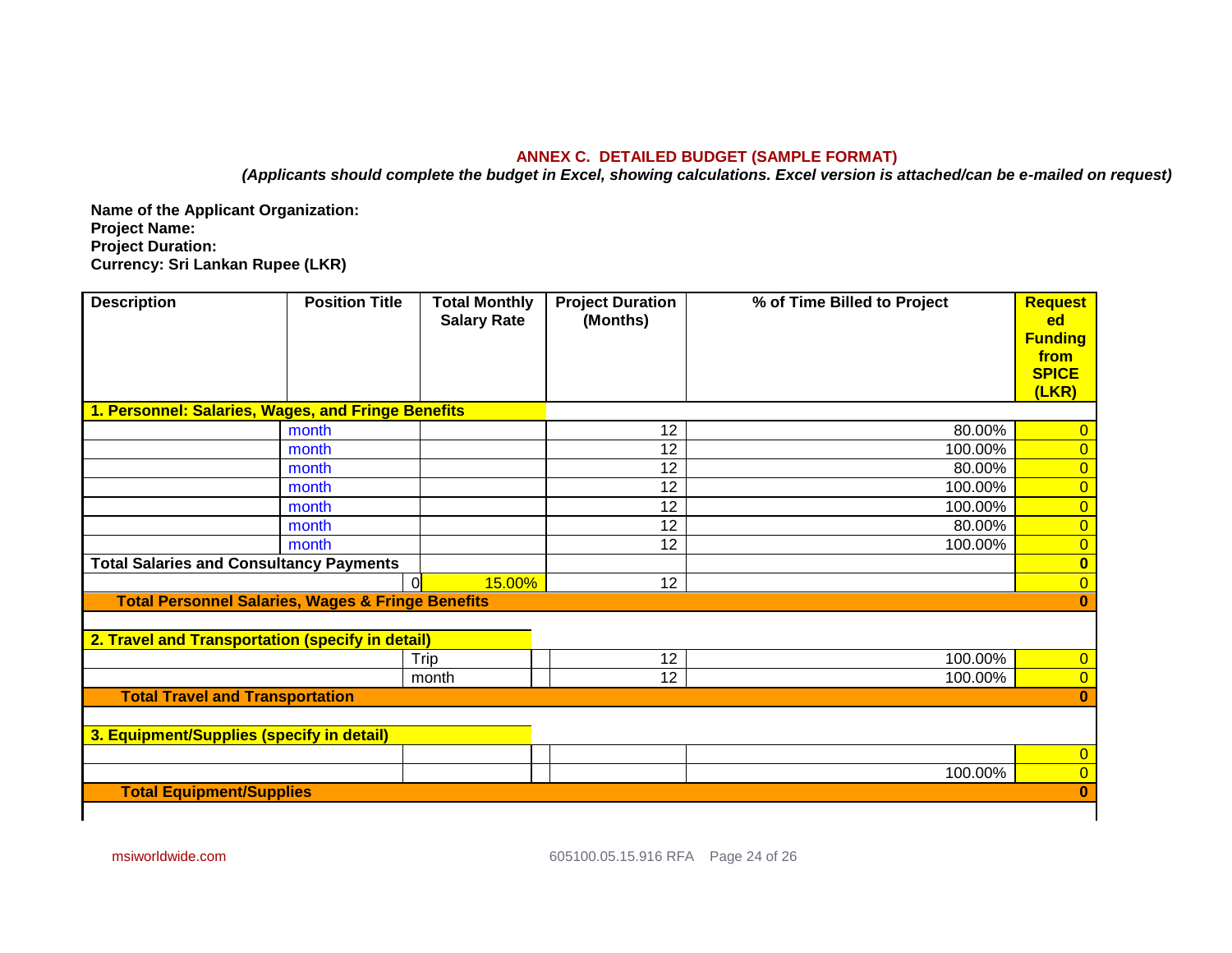**ANNEX C. DETAILED BUDGET (SAMPLE FORMAT)**

***(Applicants should complete the budget in Excel, showing calculations. Excel version is attached/can be e-mailed on request)***

**Name of the Applicant Organization:**
**Project Name:**
**Project Duration:**
**Currency: Sri Lankan Rupee (LKR)**

| Description | Position Title | Total Monthly Salary Rate | | Project Duration (Months) | % of Time Billed to Project | Requested Funding from SPICE (LKR) |
|---|---|---|---|---|---|---|
| **1. Personnel: Salaries, Wages, and Fringe Benefits** | | | | | | |
| | month | | | 12 | 80.00% | 0 |
| | month | | | 12 | 100.00% | 0 |
| | month | | | 12 | 80.00% | 0 |
| | month | | | 12 | 100.00% | 0 |
| | month | | | 12 | 100.00% | 0 |
| | month | | | 12 | 80.00% | 0 |
| | month | | | 12 | 100.00% | 0 |
| **Total Salaries and Consultancy Payments** | | | | | | **0** |
| | | 0 | 15.00% | 12 | | 0 |
| **Total Personnel Salaries, Wages & Fringe Benefits** | | | | | | **0** |
| | | | | | | |
| **2. Travel and Transportation (specify in detail)** | | | | | | |
| | | Trip | | 12 | 100.00% | 0 |
| | | month | | 12 | 100.00% | 0 |
| **Total Travel and Transportation** | | | | | | **0** |
| | | | | | | |
| **3. Equipment/Supplies (specify in detail)** | | | | | | |
| | | | | | | 0 |
| | | | | | 100.00% | 0 |
| **Total Equipment/Supplies** | | | | | | **0** |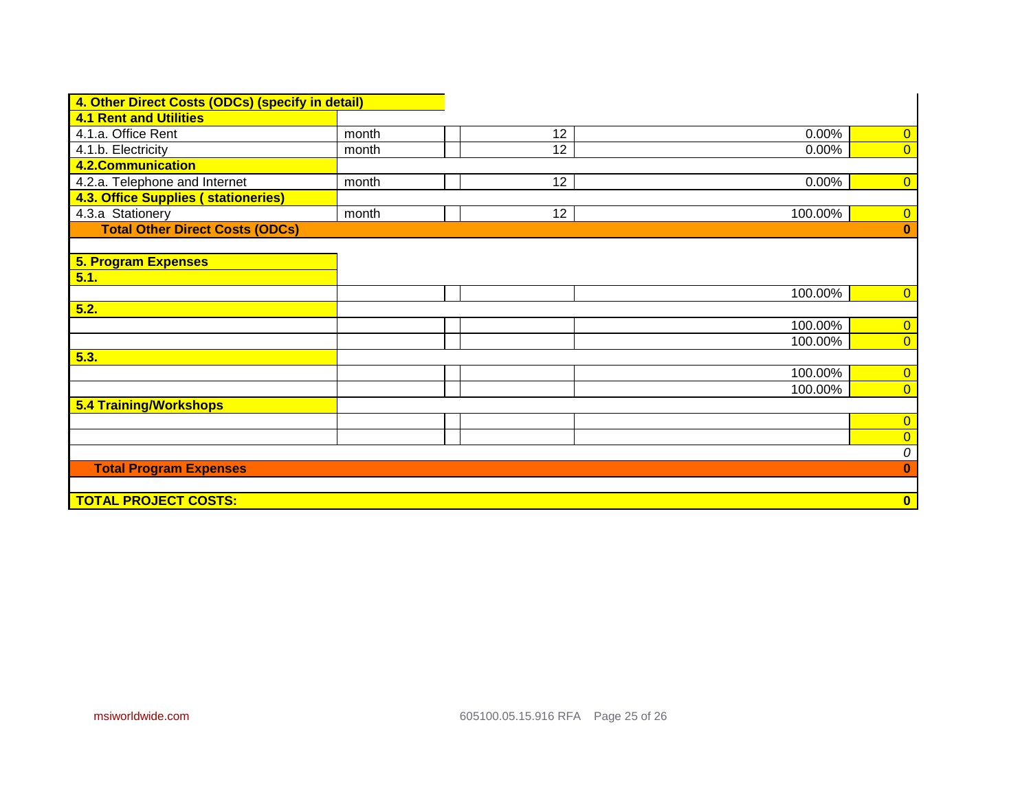| 4. Other Direct Costs (ODCs) (specify in detail) | | | | | |
|---|---|---|---|---|---|
| **4.1 Rent and Utilities** | | | | | |
| 4.1.a. Office Rent | month | | 12 | 0.00% | 0 |
| 4.1.b. Electricity | month | | 12 | 0.00% | 0 |
| **4.2.Communication** | | | | | |
| 4.2.a. Telephone and Internet | month | | 12 | 0.00% | 0 |
| **4.3. Office Supplies ( stationeries)** | | | | | |
| 4.3.a Stationery | month | | 12 | 100.00% | 0 |
| **Total Other Direct Costs (ODCs)** | | | | | **0** |
| | | | | | |
| **5. Program Expenses** | | | | | |
| **5.1.** | | | | | |
| | | | | 100.00% | 0 |
| **5.2.** | | | | | |
| | | | | 100.00% | 0 |
| | | | | 100.00% | 0 |
| **5.3.** | | | | | |
| | | | | 100.00% | 0 |
| | | | | 100.00% | 0 |
| **5.4 Training/Workshops** | | | | | |
| | | | | | 0 |
| | | | | | 0 |
| | | | | | *0* |
| **Total Program Expenses** | | | | | **0** |
| | | | | | |
| **TOTAL PROJECT COSTS:** | | | | | **0** |

msiworldwide.com 605100.05.15.916 RFA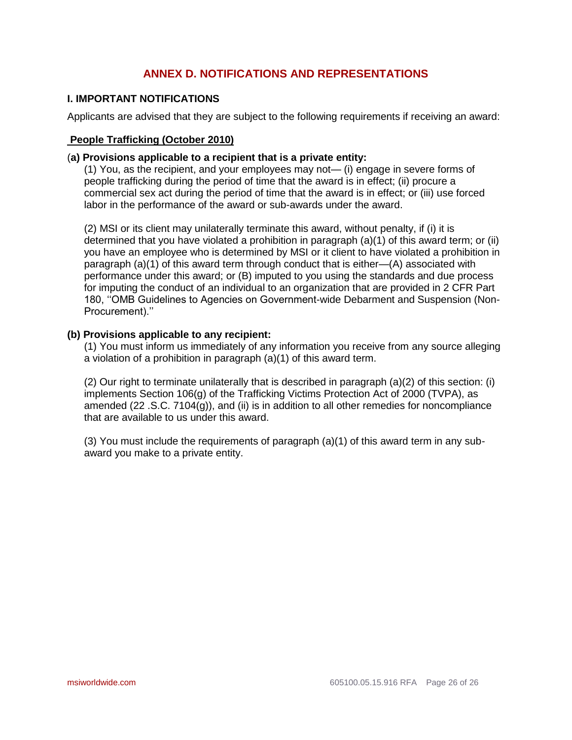## ANNEX D. NOTIFICATIONS AND REPRESENTATIONS

### I. IMPORTANT NOTIFICATIONS

Applicants are advised that they are subject to the following requirements if receiving an award:

**People Trafficking (October 2010)**

**(a) Provisions applicable to a recipient that is a private entity:**

(1) You, as the recipient, and your employees may not— (i) engage in severe forms of people trafficking during the period of time that the award is in effect; (ii) procure a commercial sex act during the period of time that the award is in effect; or (iii) use forced labor in the performance of the award or sub-awards under the award.

(2) MSI or its client may unilaterally terminate this award, without penalty, if (i) it is determined that you have violated a prohibition in paragraph (a)(1) of this award term; or (ii) you have an employee who is determined by MSI or it client to have violated a prohibition in paragraph (a)(1) of this award term through conduct that is either—(A) associated with performance under this award; or (B) imputed to you using the standards and due process for imputing the conduct of an individual to an organization that are provided in 2 CFR Part 180, ''OMB Guidelines to Agencies on Government-wide Debarment and Suspension (Non-Procurement).''

**(b) Provisions applicable to any recipient:**

(1) You must inform us immediately of any information you receive from any source alleging a violation of a prohibition in paragraph (a)(1) of this award term.

(2) Our right to terminate unilaterally that is described in paragraph (a)(2) of this section: (i) implements Section 106(g) of the Trafficking Victims Protection Act of 2000 (TVPA), as amended (22 .S.C. 7104(g)), and (ii) is in addition to all other remedies for noncompliance that are available to us under this award.

(3) You must include the requirements of paragraph (a)(1) of this award term in any sub-award you make to a private entity.